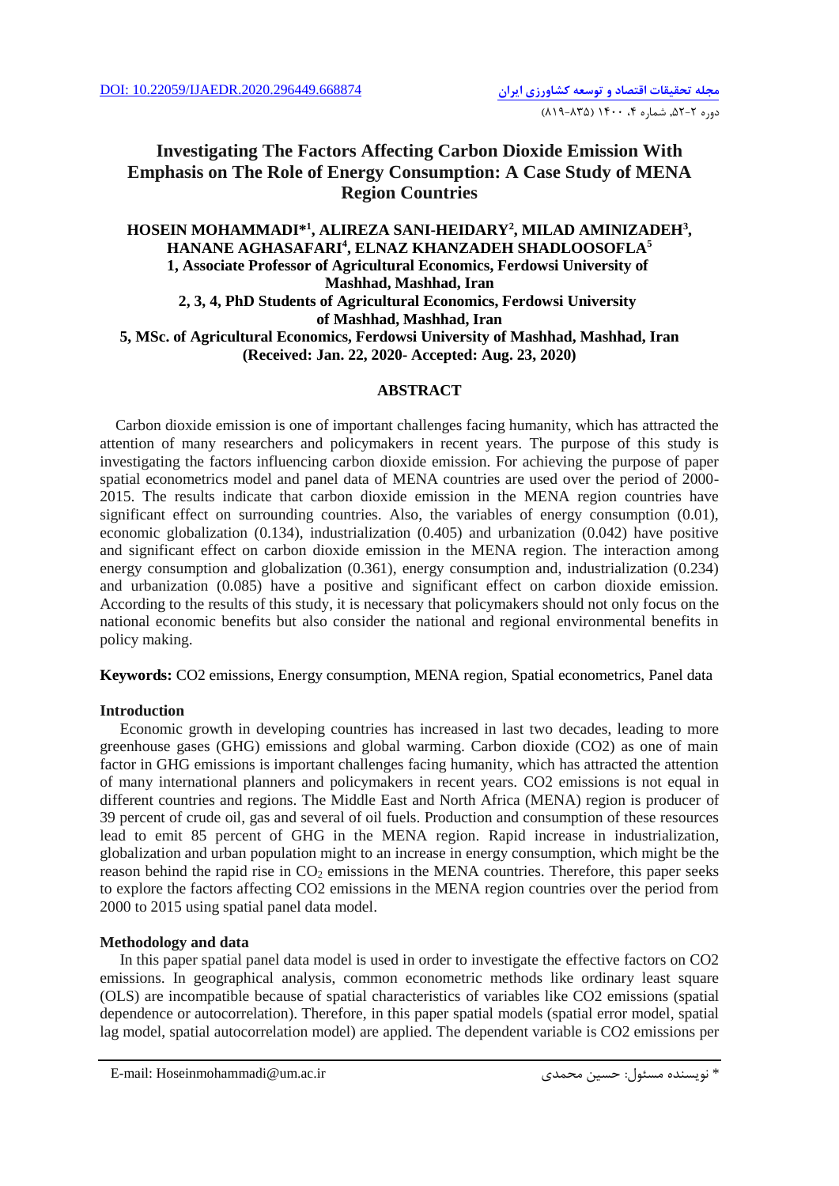DOI: 10.22059/IJAEDR.2020.296449.668874

# Investigating The Factors Affecting Carbon Dioxide Emission With Emphasis on The Role of Energy Consumption: A Case Study of MENA Region Countries

**HOSEIN MOHAMMADI*[1], ALIREZA SANI-HEIDARY[2], MILAD AMINIZADEH[3], HANANE AGHASAFARI[4], ELNAZ KHANZADEH SHADLOOSOFLA[5]**

**1, Associate Professor of Agricultural Economics, Ferdowsi University of Mashhad, Mashhad, Iran**

**2, 3, 4, PhD Students of Agricultural Economics, Ferdowsi University of Mashhad, Mashhad, Iran**

**5, MSc. of Agricultural Economics, Ferdowsi University of Mashhad, Mashhad, Iran**

**(Received: Jan. 22, 2020- Accepted: Aug. 23, 2020)**

## ABSTRACT

Carbon dioxide emission is one of important challenges facing humanity, which has attracted the attention of many researchers and policymakers in recent years. The purpose of this study is investigating the factors influencing carbon dioxide emission. For achieving the purpose of paper spatial econometrics model and panel data of MENA countries are used over the period of 2000-2015. The results indicate that carbon dioxide emission in the MENA region countries have significant effect on surrounding countries. Also, the variables of energy consumption (0.01), economic globalization (0.134), industrialization (0.405) and urbanization (0.042) have positive and significant effect on carbon dioxide emission in the MENA region. The interaction among energy consumption and globalization (0.361), energy consumption and, industrialization (0.234) and urbanization (0.085) have a positive and significant effect on carbon dioxide emission. According to the results of this study, it is necessary that policymakers should not only focus on the national economic benefits but also consider the national and regional environmental benefits in policy making.

**Keywords:** CO2 emissions, Energy consumption, MENA region, Spatial econometrics, Panel data

### Introduction

Economic growth in developing countries has increased in last two decades, leading to more greenhouse gases (GHG) emissions and global warming. Carbon dioxide (CO2) as one of main factor in GHG emissions is important challenges facing humanity, which has attracted the attention of many international planners and policymakers in recent years. CO2 emissions is not equal in different countries and regions. The Middle East and North Africa (MENA) region is producer of 39 percent of crude oil, gas and several of oil fuels. Production and consumption of these resources lead to emit 85 percent of GHG in the MENA region. Rapid increase in industrialization, globalization and urban population might to an increase in energy consumption, which might be the reason behind the rapid rise in $CO_2$ emissions in the MENA countries. Therefore, this paper seeks to explore the factors affecting CO2 emissions in the MENA region countries over the period from 2000 to 2015 using spatial panel data model.

### Methodology and data

In this paper spatial panel data model is used in order to investigate the effective factors on CO2 emissions. In geographical analysis, common econometric methods like ordinary least square (OLS) are incompatible because of spatial characteristics of variables like CO2 emissions (spatial dependence or autocorrelation). Therefore, in this paper spatial models (spatial error model, spatial lag model, spatial autocorrelation model) are applied. The dependent variable is CO2 emissions per

E-mail: Hoseinmohammadi@um.ac.ir

* نویسنده مسئول: حسین محمدی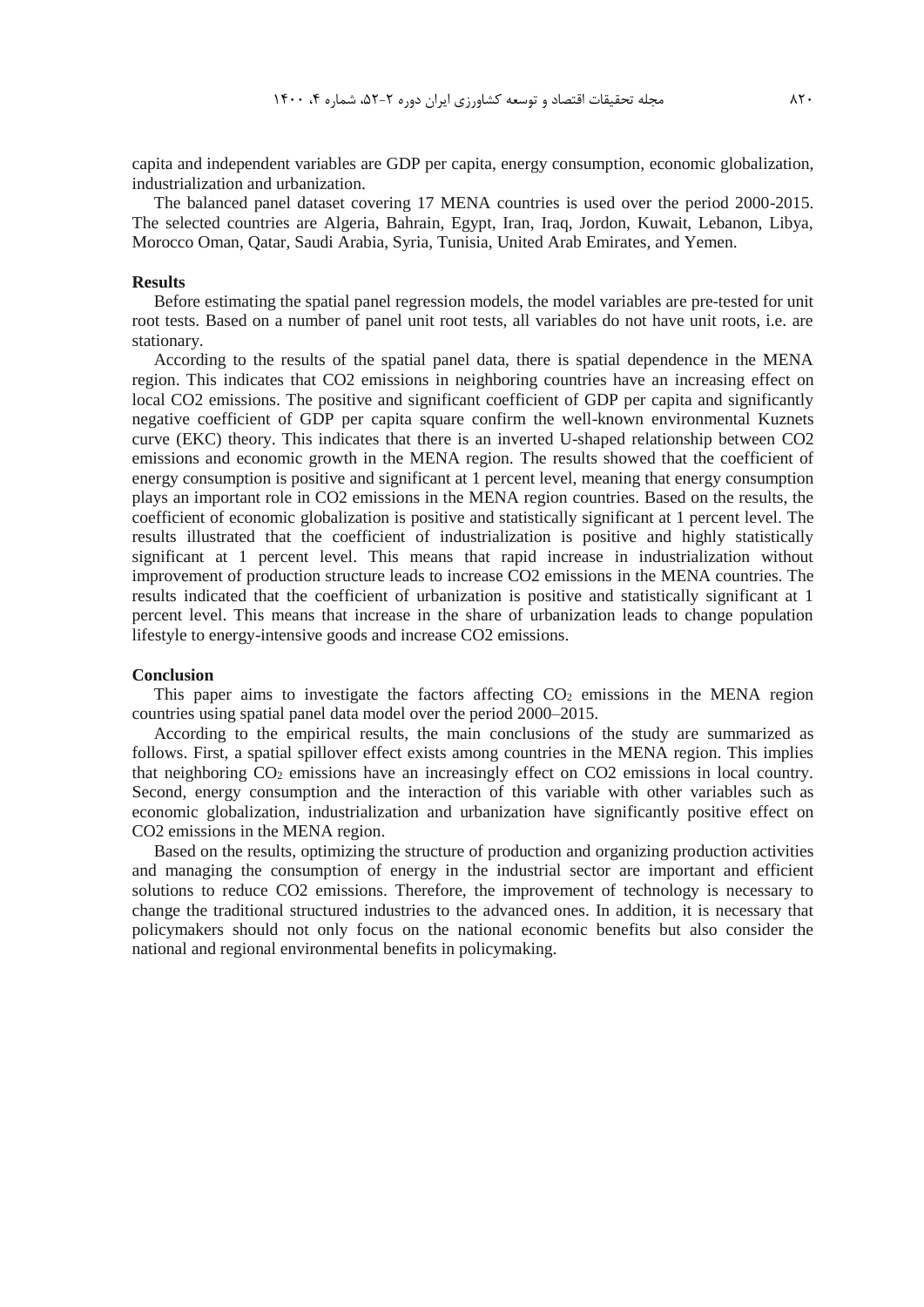capita and independent variables are GDP per capita, energy consumption, economic globalization, industrialization and urbanization.

The balanced panel dataset covering 17 MENA countries is used over the period 2000-2015. The selected countries are Algeria, Bahrain, Egypt, Iran, Iraq, Jordon, Kuwait, Lebanon, Libya, Morocco Oman, Qatar, Saudi Arabia, Syria, Tunisia, United Arab Emirates, and Yemen.

**Results**

Before estimating the spatial panel regression models, the model variables are pre-tested for unit root tests. Based on a number of panel unit root tests, all variables do not have unit roots, i.e. are stationary.

According to the results of the spatial panel data, there is spatial dependence in the MENA region. This indicates that CO2 emissions in neighboring countries have an increasing effect on local CO2 emissions. The positive and significant coefficient of GDP per capita and significantly negative coefficient of GDP per capita square confirm the well-known environmental Kuznets curve (EKC) theory. This indicates that there is an inverted U-shaped relationship between CO2 emissions and economic growth in the MENA region. The results showed that the coefficient of energy consumption is positive and significant at 1 percent level, meaning that energy consumption plays an important role in CO2 emissions in the MENA region countries. Based on the results, the coefficient of economic globalization is positive and statistically significant at 1 percent level. The results illustrated that the coefficient of industrialization is positive and highly statistically significant at 1 percent level. This means that rapid increase in industrialization without improvement of production structure leads to increase CO2 emissions in the MENA countries. The results indicated that the coefficient of urbanization is positive and statistically significant at 1 percent level. This means that increase in the share of urbanization leads to change population lifestyle to energy-intensive goods and increase CO2 emissions.

**Conclusion**

This paper aims to investigate the factors affecting $CO_2$ emissions in the MENA region countries using spatial panel data model over the period 2000–2015.

According to the empirical results, the main conclusions of the study are summarized as follows. First, a spatial spillover effect exists among countries in the MENA region. This implies that neighboring $CO_2$ emissions have an increasingly effect on CO2 emissions in local country. Second, energy consumption and the interaction of this variable with other variables such as economic globalization, industrialization and urbanization have significantly positive effect on CO2 emissions in the MENA region.

Based on the results, optimizing the structure of production and organizing production activities and managing the consumption of energy in the industrial sector are important and efficient solutions to reduce CO2 emissions. Therefore, the improvement of technology is necessary to change the traditional structured industries to the advanced ones. In addition, it is necessary that policymakers should not only focus on the national economic benefits but also consider the national and regional environmental benefits in policymaking.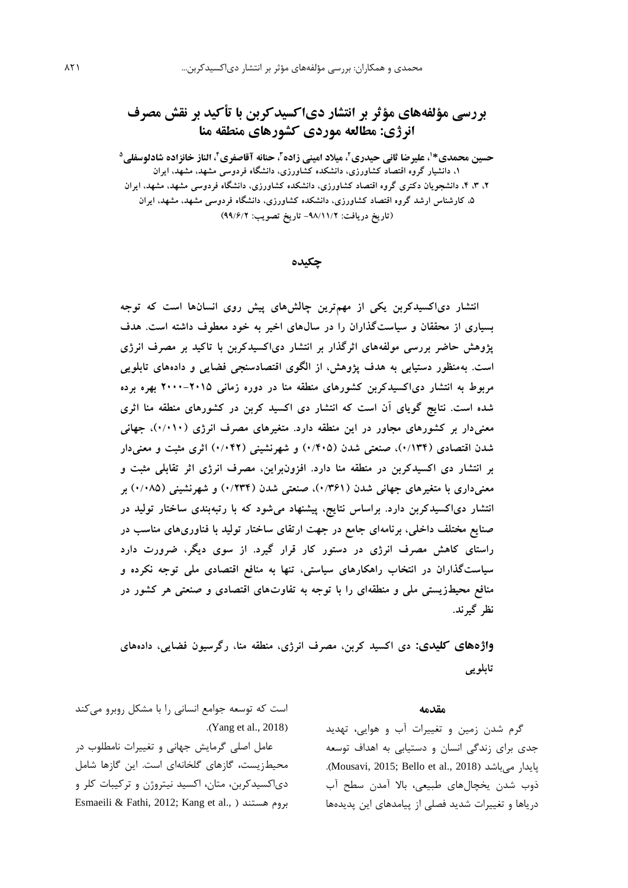# بررسی مؤلفه‌های مؤثر بر انتشار دی‌اکسیدکربن با تأکید بر نقش مصرف انرژی: مطالعه موردی کشورهای منطقه منا

**حسین محمدی\*[1]، علیرضا ثانی حیدری[2]، میلاد امینی زاده[3]، حنانه آقاصفری[4]، الناز خانزاده شادلوسفلی[5]**

۱، دانشیار گروه اقتصاد کشاورزی، دانشکده کشاورزی، دانشگاه فردوسی مشهد، مشهد، ایران

۲، ۳، ۴، دانشجویان دکتری گروه اقتصاد کشاورزی، دانشکده کشاورزی، دانشگاه فردوسی مشهد، مشهد، ایران

۵، کارشناس ارشد گروه اقتصاد کشاورزی، دانشکده کشاورزی، دانشگاه فردوسی مشهد، مشهد، ایران

(تاریخ دریافت: ۹۸/۱۱/۲- تاریخ تصویب: ۹۹/۶/۲)

## چکیده

**انتشار دی‌اکسیدکربن یکی از مهم‌ترین چالش‌های پیش روی انسان‌ها است که توجه بسیاری از محققان و سیاست‌گذاران را در سال‌های اخیر به خود معطوف داشته است. هدف پژوهش حاضر بررسی مولفه‌های اثرگذار بر انتشار دی‌اکسیدکربن با تاکید بر مصرف انرژی است. به‌منظور دستیابی به هدف پژوهش، از الگوی اقتصادسنجی فضایی و داده‌های تابلویی مربوط به انتشار دی‌اکسیدکربن کشورهای منطقه منا در دوره زمانی ۲۰۱۵-۲۰۰۰ بهره برده شده است. نتایج گویای آن است که انتشار دی اکسید کربن در کشورهای منطقه منا اثری معنی‌دار بر کشورهای مجاور در این منطقه دارد. متغیرهای مصرف انرژی (۰/۰۱۰)، جهانی شدن اقتصادی (۰/۱۳۴)، صنعتی شدن (۰/۴۰۵) و شهرنشینی (۰/۰۴۲) اثری مثبت و معنی‌دار بر انتشار دی اکسیدکربن در منطقه منا دارد. افزون‌براین، مصرف انرژی اثر تقابلی مثبت و معنی‌داری با متغیرهای جهانی شدن (۰/۳۶۱)، صنعتی شدن (۰/۲۳۴) و شهرنشینی (۰/۰۸۵) بر انتشار دی‌اکسیدکربن دارد. براساس نتایج، پیشنهاد می‌شود که با رتبه‌بندی ساختار تولید در صنایع مختلف داخلی، برنامه‌ای جامع در جهت ارتقای ساختار تولید با فناوری‌های مناسب در راستای کاهش مصرف انرژی در دستور کار قرار گیرد. از سوی دیگر، ضرورت دارد سیاست‌گذاران در انتخاب راهکارهای سیاستی، تنها به منافع اقتصادی ملی توجه نکرده و منافع محیط‌زیستی ملی و منطقه‌ای را با توجه به تفاوت‌های اقتصادی و صنعتی هر کشور در نظر گیرند.**

**واژه‌های کلیدی:** دی اکسید کربن، مصرف انرژی، منطقه منا، رگرسیون فضایی، داده‌های تابلویی

## مقدمه

گرم شدن زمین و تغییرات آب و هوایی، تهدید جدی برای زندگی انسان و دستیابی به اهداف توسعه پایدار می‌باشد (Mousavi, 2015; Bello et al., 2018). ذوب شدن یخچال‌های طبیعی، بالا آمدن سطح آب دریاها و تغییرات شدید فصلی از پیامدهای این پدیده‌ها است که توسعه جوامع انسانی را با مشکل روبرو می‌کند (Yang et al., 2018).

عامل اصلی گرمایش جهانی و تغییرات نامطلوب در محیط‌زیست، گازهای گلخانه‌ای است. این گازها شامل دی‌اکسیدکربن، متان، اکسید نیتروژن و ترکیبات کلر و بروم هستند (Esmaeili & Fathi, 2012; Kang et al.,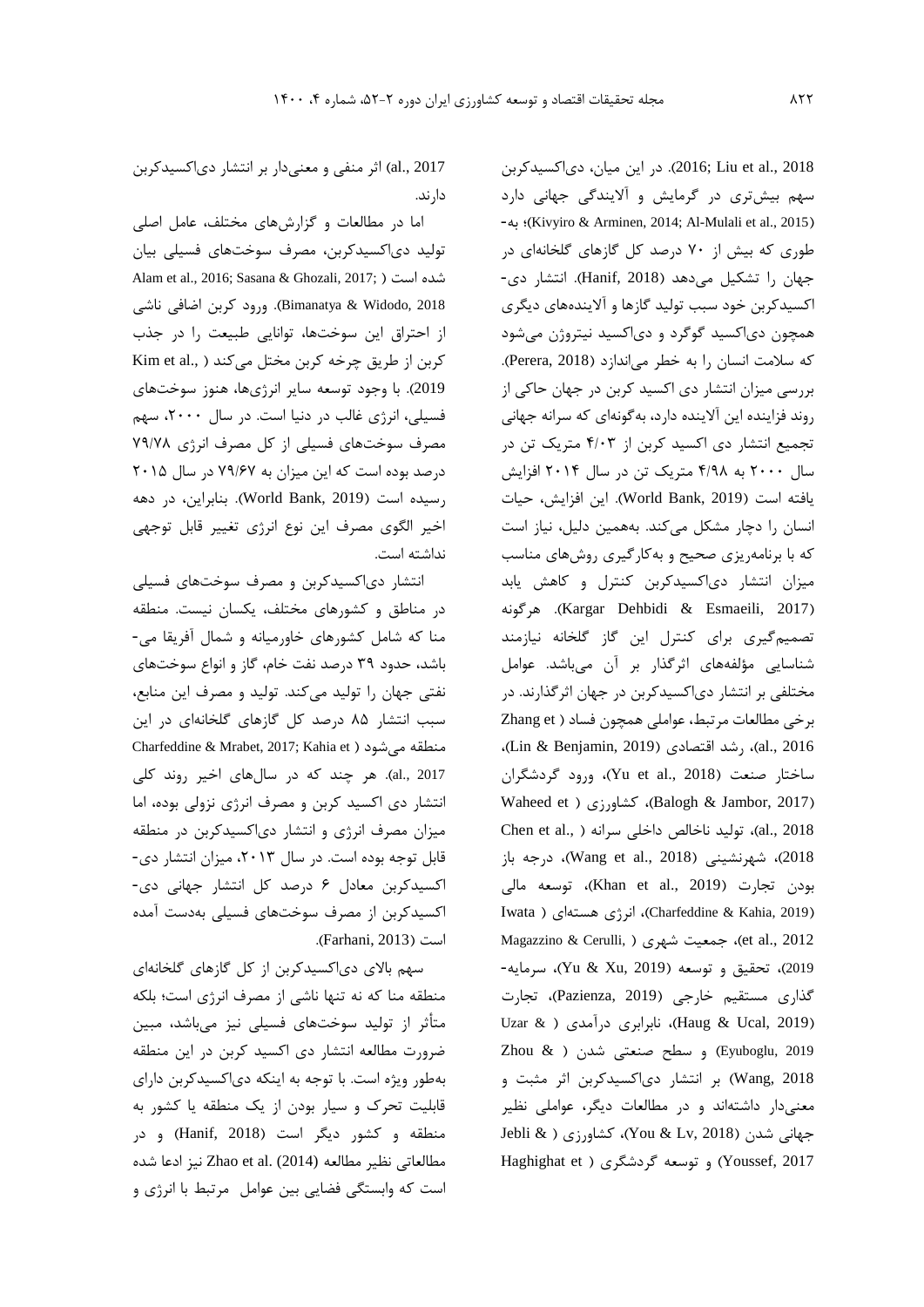2016; Liu et al., 2018). در این میان، دی‌اکسیدکربن سهم بیش‌تری در گرمایش و آلایندگی جهانی دارد (Kivyiro & Arminen, 2014; Al-Mulali et al., 2015)؛ به‌طوری که بیش از ۷۰ درصد کل گازهای گلخانه‌ای در جهان را تشکیل می‌دهد (Hanif, 2018). انتشار دی‌اکسیدکربن خود سبب تولید گازها و آلاینده‌های دیگری همچون دی‌اکسید گوگرد و دی‌اکسید نیتروژن می‌شود که سلامت انسان را به خطر می‌اندازد (Perera, 2018). بررسی میزان انتشار دی اکسید کربن در جهان حاکی از روند فزاینده این آلاینده دارد، به‌گونه‌ای که سرانه جهانی تجمیع انتشار دی اکسید کربن از ۴/۰۳ متریک تن در سال ۲۰۰۰ به ۴/۹۸ متریک تن در سال ۲۰۱۴ افزایش یافته است (World Bank, 2019). این افزایش، حیات انسان را با دچار مشکل می‌کند. به‌همین دلیل، نیاز است که با برنامه‌ریزی صحیح و به‌کارگیری روش‌های مناسب میزان انتشار دی‌اکسیدکربن کنترل و کاهش یابد (Kargar Dehbidi & Esmaeili, 2017). هرگونه تصمیم‌گیری برای کنترل این گاز گلخانه نیازمند شناسایی مؤلفه‌های اثرگذار بر آن می‌باشد. عوامل مختلفی بر انتشار دی‌اکسیدکربن در جهان اثرگذارند. در برخی مطالعات مرتبط، عواملی همچون فساد (Zhang et al., 2016)، رشد اقتصادی (Lin & Benjamin, 2019)، ساختار صنعت (Yu et al., 2018)، ورود گردشگران (Waheed et al., 2018)، کشاورزی (Balogh & Jambor, 2017)، تولید ناخالص داخلی سرانه (Chen et al., 2018)، شهرنشینی (Wang et al., 2018)، درجه باز بودن تجارت (Khan et al., 2019)، توسعه مالی (Charfeddine & Kahia, 2019)، انرژی هسته‌ای (Iwata et al., 2012)، جمعیت شهری (Magazzino & Cerulli, 2019)، تحقیق و توسعه (Yu & Xu, 2019)، سرمایه‌گذاری مستقیم خارجی (Pazienza, 2019)، تجارت (Haug & Ucal, 2019)، نابرابری درآمدی (Uzar & Eyuboglu, 2019) و سطح صنعتی شدن (Zhou & Wang, 2018) بر انتشار دی‌اکسیدکربن اثر مثبت و معنی‌دار داشته‌اند و در مطالعات دیگر، عواملی نظیر جهانی شدن (You & Lv, 2018)، کشاورزی (Jebli & Youssef, 2017) و توسعه گردشگری (Haghighat et al., 2017) اثر منفی و معنی‌دار بر انتشار دی‌اکسیدکربن دارند.

اما در مطالعات و گزارش‌های مختلف، عامل اصلی تولید دی‌اکسیدکربن، مصرف سوخت‌های فسیلی بیان شده است (Alam et al., 2016; Sasana & Ghozali, 2017; Bimanatya & Widodo, 2018). ورود کربن اضافی ناشی از احتراق این سوخت‌ها، توانایی طبیعت را در جذب کربن از طریق چرخه کربن مختل می‌کند (Kim et al., 2019). با وجود توسعه سایر انرژی‌ها، هنوز سوخت‌های فسیلی، انرژی غالب در دنیا است. در سال ۲۰۰۰، سهم مصرف سوخت‌های فسیلی از کل مصرف انرژی ۷۹/۷۸ درصد بوده است که این میزان به ۷۹/۶۷ درصد در سال ۲۰۱۵ رسیده است (World Bank, 2019). بنابراین، در دهه اخیر الگوی مصرف این نوع انرژی تغییر قابل توجهی نداشته است.

انتشار دی‌اکسیدکربن و مصرف سوخت‌های فسیلی در مناطق و کشورهای مختلف، یکسان نیست. منطقه منا که شامل کشورهای خاورمیانه و شمال آفریقا می‌باشد، حدود ۳۹ درصد نفت خام، گاز و انواع سوخت‌های نفتی جهان را تولید می‌کند. تولید و مصرف این منابع، سبب انتشار ۸۵ درصد کل گازهای گلخانه‌ای در این منطقه می‌شود (Charfeddine & Mrabet, 2017; Kahia et al., 2017). هر چند که در سال‌های اخیر روند کلی انتشار دی اکسید کربن و مصرف انرژی نزولی بوده، اما میزان مصرف انرژی و انتشار دی‌اکسیدکربن در منطقه قابل توجه بوده است. در سال ۲۰۱۳، میزان انتشار دی‌اکسیدکربن معادل ۶ درصد کل انتشار جهانی دی‌اکسیدکربن از مصرف سوخت‌های فسیلی به‌دست آمده است (Farhani, 2013).

سهم بالای دی‌اکسیدکربن از کل گازهای گلخانه‌ای منطقه منا که نه تنها ناشی از مصرف انرژی است؛ بلکه متأثر از تولید سوخت‌های فسیلی نیز می‌باشد، مبین ضرورت مطالعه انتشار دی اکسید کربن در این منطقه به‌طور ویژه است. با توجه به اینکه دی‌اکسیدکربن دارای قابلیت تحرک و سیار بودن از یک منطقه یا کشور به منطقه و کشور دیگر است (Hanif, 2018) و در مطالعاتی نظیر مطالعه Zhao et al. (2014) نیز ادعا شده است که وابستگی فضایی بین عوامل مرتبط با انرژی و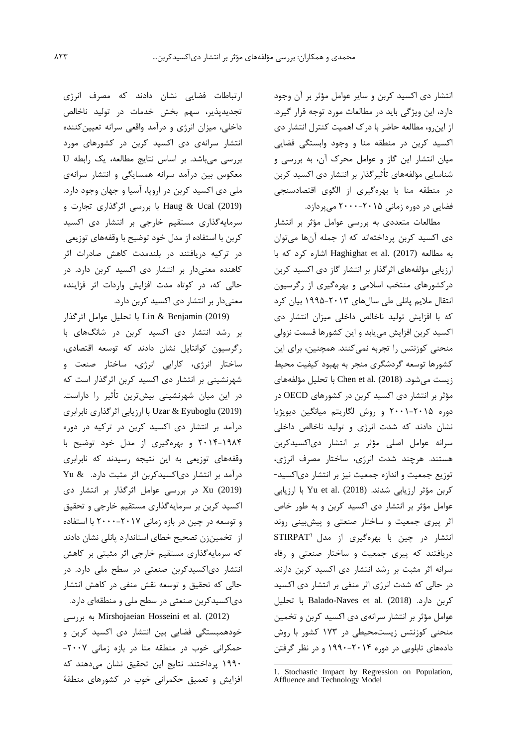انتشار دی اکسید کربن و سایر عوامل مؤثر بر آن وجود دارد، این ویژگی باید در مطالعات مورد توجه قرار گیرد. از این‌رو، مطالعه حاضر با درک اهمیت کنترل انتشار دی اکسید کربن در منطقه منا و وجود وابستگی فضایی میان انتشار این گاز و عوامل محرک آن، به بررسی و شناسایی مؤلفه‌های تأثیرگذار بر انتشار دی اکسید کربن در منطقه منا با بهره‌گیری از الگوی اقتصادسنجی فضایی در دوره زمانی ۲۰۱۵-۲۰۰۰ می‌پردازد.

مطالعات متعددی به بررسی عوامل مؤثر بر انتشار دی اکسید کربن پرداخته‌اند که از جمله آن‌ها می‌توان به مطالعه Haghighat et al. (2017) اشاره کرد که با ارزیابی مؤلفه‌های اثرگذار بر انتشار گاز دی اکسید کربن درکشورهای منتخب اسلامی و بهره‌گیری از رگرسیون انتقال ملایم پانلی طی سال‌های ۲۰۱۳-۱۹۹۵ بیان کرد که با افزایش تولید ناخالص داخلی میزان انتشار دی اکسید کربن افزایش می‌یابد و این کشورها قسمت نزولی منحنی کوزنتس را تجربه نمی‌کنند. همچنین، برای این کشورها توسعه گردشگری منجر به بهبود کیفیت محیط زیست می‌شود. Chen et al. (2018) با تحلیل مؤلفه‌های مؤثر بر انتشار دی اکسید کربن در کشورهای OECD در دوره ۲۰۱۵-۲۰۰۱ و روش لگاریتم میانگین دیویژیا نشان دادند که شدت انرژی و تولید ناخالص داخلی سرانه عوامل اصلی مؤثر بر انتشار دی‌اکسیدکربن هستند. هرچند شدت انرژی، ساختار مصرف انرژی، توزیع جمعیت و اندازه جمعیت نیز بر انتشار دی‌اکسید-کربن مؤثر ارزیابی شدند. Yu et al. (2018) با ارزیابی عوامل مؤثر بر انتشار دی اکسید کربن و به طور خاص اثر پیری جمعیت و ساختار صنعتی و پیش‌بینی روند انتشار در چین با بهره‌گیری از مدل STIRPAT[1] دریافتند که پیری جمعیت و ساختار صنعتی و رفاه سرانه اثر مثبت بر رشد انتشار دی اکسید کربن دارند. در حالی که شدت انرژی اثر منفی بر انتشار دی اکسید کربن دارد. Balado-Naves et al. (2018) با تحلیل عوامل مؤثر بر انتشار سرانه‌ی دی اکسید کربن و تخمین منحنی کوزنتس زیست‌محیطی در ۱۷۳ کشور با روش داده‌های تابلویی در دوره ۲۰۱۴-۱۹۹۰ و در نظر گرفتن ارتباطات فضایی نشان دادند که مصرف انرژی تجدیدپذیر، سهم بخش خدمات در تولید ناخالص داخلی، میزان انرژی و درآمد واقعی سرانه تعیین‌کننده انتشار سرانه‌ی دی اکسید کربن در کشورهای مورد بررسی می‌باشد. بر اساس نتایج مطالعه، یک رابطه U معکوس بین درآمد سرانه همسایگی و انتشار سرانه‌ی ملی دی اکسید کربن در اروپا، آسیا و جهان وجود دارد. Haug & Ucal (2019) با بررسی اثرگذاری تجارت و سرمایه‌گذاری مستقیم خارجی بر انتشار دی اکسید کربن با استفاده از مدل خود توضیح با وقفه‌های توزیعی در ترکیه دریافتند در بلندمدت کاهش صادرات اثر کاهنده معنی‌دار بر انتشار دی اکسید کربن دارد. در حالی که، در کوتاه مدت افزایش واردات اثر فزاینده معنی‌دار بر انتشار دی اکسید کربن دارد.

Lin & Benjamin (2019) با تحلیل عوامل اثرگذار بر رشد انتشار دی اکسید کربن در شانگ‌های با رگرسیون کوانتایل نشان دادند که توسعه اقتصادی، ساختار انرژی، کارایی انرژی، ساختار صنعت و شهرنشینی بر انتشار دی اکسید کربن اثرگذار است که در این میان شهرنشینی بیش‌ترین تأثیر را داراست. Uzar & Eyuboglu (2019) با ارزیابی اثرگذاری نابرابری درآمد بر انتشار دی اکسید کربن در ترکیه در دوره ۲۰۱۴-۱۹۸۴ و بهره‌گیری از مدل خود توضیح با وقفه‌های توزیعی به این نتیجه رسیدند که نابرابری درآمد بر انتشار دی‌اکسیدکربن اثر مثبت دارد. Yu & Xu (2019) در بررسی عوامل اثرگذار بر انتشار دی اکسید کربن بر سرمایه‌گذاری مستقیم خارجی و تحقیق و توسعه در چین در بازه زمانی ۲۰۱۷-۲۰۰۰ با استفاده از تخمین‌زن تصحیح خطای استاندارد پانلی نشان دادند که سرمایه‌گذاری مستقیم خارجی اثر مثبتی بر کاهش انتشار دی‌اکسیدکربن صنعتی در سطح ملی دارد. در حالی که تحقیق و توسعه نقش منفی در کاهش انتشار دی‌اکسیدکربن صنعتی در سطح ملی و منطقه‌ای دارد.

Mirshojaeian Hosseini et al. (2012) به بررسی خودهمبستگی فضایی بین انتشار دی اکسید کربن و حمکرانی خوب در منطقه منا در بازه زمانی ۲۰۰۷-۱۹۹۰ پرداختند. نتایج این تحقیق نشان می‌دهند که افزایش و تعمیق حکمرانی خوب در کشورهای منطقهٔ

---

1. Stochastic Impact by Regression on Population, Affluence and Technology Model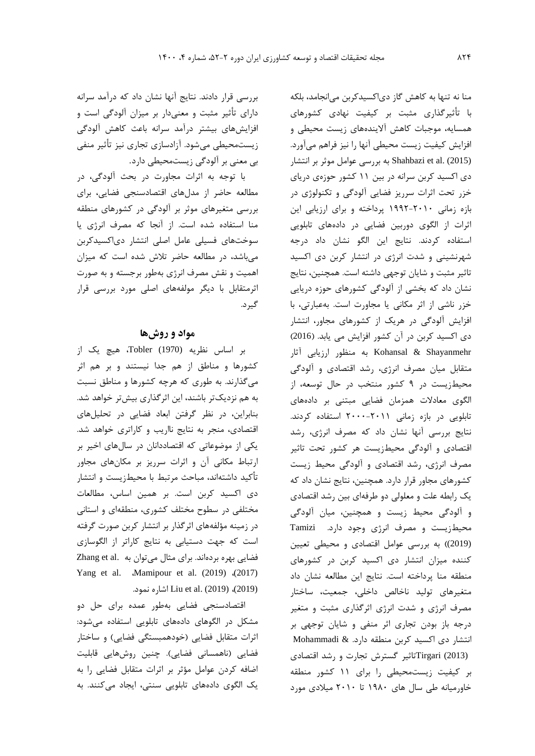منا نه تنها به کاهش گاز دی‌اکسیدکربن می‌انجامد، بلکه با تأثیرگذاری مثبت بر کیفیت نهادی کشورهای همسایه، موجبات کاهش آلاینده‌های زیست محیطی و افزایش کیفیت زیست محیطی آنها را نیز فراهم می‌آورد. Shahbazi et al. (2015) به بررسی عوامل موثر بر انتشار دی اکسید کربن سرانه در بین ۱۱ کشور حوزه‌ی دریای خزر تحت اثرات سرریز فضایی آلودگی و تکنولوژی در بازه زمانی ۲۰۱۰-۱۹۹۲ پرداخته و برای ارزیابی این اثرات از الگوی دوربین فضایی در داده‌های تابلویی استفاده کردند. نتایج این الگو نشان داد درجه شهرنشینی و شدت انرژی در انتشار کربن دی اکسید تاثیر مثبت و شایان توجهی داشته است. همچنین، نتایج نشان داد که بخشی از آلودگی کشورهای حوزه دریایی خزر ناشی از اثر مکانی یا مجاورت است. به‌عبارتی، با افزایش آلودگی در هریک از کشورهای مجاور، انتشار دی اکسید کربن در آن کشور افزایش می یابد. Kohansal & Shayanmehr (2016) به منظور ارزیابی آثار متقابل میان مصرف انرژی، رشد اقتصادی و آلودگی محیط‌زیست در ۹ کشور منتخب در حال توسعه، از الگوی معادلات همزمان فضایی مبتنی بر داده‌های تابلویی در بازه زمانی ۲۰۱۱-۲۰۰۰ استفاده کردند. نتایج بررسی آنها نشان داد که مصرف انرژی، رشد اقتصادی و آلودگی محیط‌زیست هر کشور تحت تاثیر مصرف انرژی، رشد اقتصادی و آلودگی محیط زیست کشورهای مجاور قرار دارد. همچنین، نتایج نشان داد که یک رابطه علت و معلولی دو طرفه‌ای بین رشد اقتصادی و آلودگی محیط زیست و همچنین، میان آلودگی محیط‌زیست و مصرف انرژی وجود دارد. Tamizi (2019)) به بررسی عوامل اقتصادی و محیطی تعیین کننده میزان انتشار دی اکسید کربن در کشورهای منطقه منا پرداخته است. نتایج این مطالعه نشان داد متغیرهای تولید ناخالص داخلی، جمعیت، ساختار مصرف انرژی و شدت انرژی اثرگذاری مثبت و متغیر درجه باز بودن تجاری اثر منفی و شایان توجهی بر انتشار دی اکسید کربن منطقه دارد. Mohammadi & Tirgari (2013)تاثیر گسترش تجارت و رشد اقتصادی بر کیفیت زیست‌محیطی را برای ۱۱ کشور منطقه خاورمیانه طی سال های ۱۹۸۰ تا ۲۰۱۰ میلادی مورد بررسی قرار دادند. نتایج آنها نشان داد که درآمد سرانه دارای تأثیر مثبت و معنی‌دار بر میزان آلودگی است و افزایش‌های بیشتر درآمد سرانه باعث کاهش آلودگی زیست‌محیطی می‌شود. آزادسازی تجاری نیز تأثیر منفی بی معنی بر آلودگی زیست‌محیطی دارد.

با توجه به اثرات مجاورت در بحث آلودگی، در مطالعه حاضر از مدل‌های اقتصادسنجی فضایی، برای بررسی متغیرهای موثر بر آلودگی در کشورهای منطقه منا استفاده شده است. از آنجا که مصرف انرژی یا سوخت‌های فسیلی عامل اصلی انتشار دی‌اکسیدکربن می‌باشد، در مطالعه حاضر تلاش شده است که میزان اهمیت و نقش مصرف انرژی به‌طور برجسته و به صورت اثرمتقابل با دیگر مولفه‌های اصلی مورد بررسی قرار گیرد.

## مواد و روش‌ها

بر اساس نظریه Tobler (1970)، هیچ یک از کشورها و مناطق از هم جدا نیستند و بر هم اثر می‌گذارند. به طوری که هرچه کشورها و مناطق نسبت به هم نزدیک‌تر باشند، این اثرگذاری بیش‌تر خواهد شد. بنابراین، در نظر گرفتن ابعاد فضایی در تحلیل‌های اقتصادی، منجر به نتایج ناریب و کاراتری خواهد شد. یکی از موضوعاتی که اقتصاددانان در سال‌های اخیر بر ارتباط مکانی آن و اثرات سرریز بر مکان‌های مجاور تأکید داشته‌اند، مباحث مرتبط با محیط‌زیست و انتشار دی اکسید کربن است. بر همین اساس، مطالعات مختلفی در سطوح مختلف کشوری، منطقه‌ای و استانی در زمینه مؤلفه‌های اثرگذار بر انتشار کربن صورت گرفته است که جهت دستیابی به نتایج کاراتر از الگوسازی فضایی بهره برده‌اند. برای مثال می‌توان به Zhang et al. (2017)، Mamipour et al. (2019)، Yang et al. (2019)، Liu et al. (2019) اشاره نمود.

اقتصادسنجی فضایی به‌طور عمده برای حل دو مشکل در الگوهای داده‌های تابلویی استفاده می‌شود: اثرات متقابل فضایی (خودهمبستگی فضایی) و ساختار فضایی (ناهمسانی فضایی). چنین روش‌هایی قابلیت اضافه کردن عوامل مؤثر بر اثرات متقابل فضایی را به یک الگوی داده‌های تابلویی سنتی، ایجاد می‌کنند. به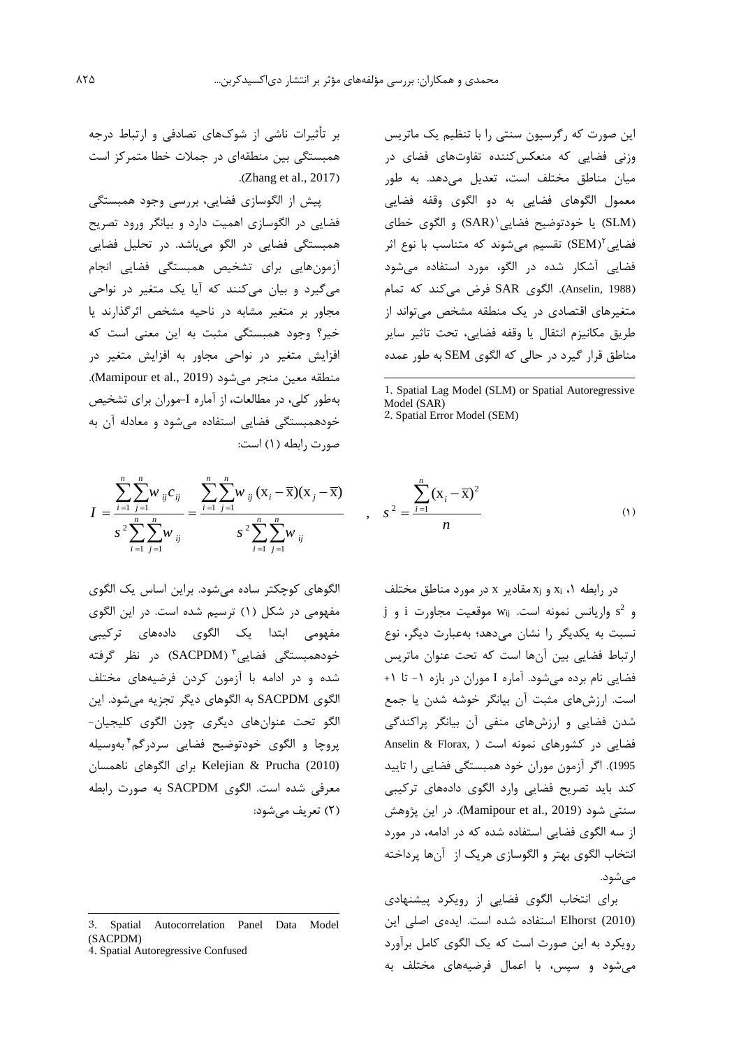این صورت که رگرسیون سنتی را با تنظیم یک ماتریس وزنی فضایی که منعکس‌کننده تفاوت‌های فضای در میان مناطق مختلف است، تعدیل می‌دهد. به طور معمول الگوهای فضایی به دو الگوی وقفه فضایی (SLM) یا خودتوضیح فضایی[1](SAR) و الگوی خطای فضایی[2](SEM) تقسیم می‌شوند که متناسب با نوع اثر فضایی آشکار شده در الگو، مورد استفاده می‌شود (Anselin, 1988). الگوی SAR فرض می‌کند که تمام متغیرهای اقتصادی در یک منطقه مشخص می‌تواند از طریق مکانیزم انتقال یا وقفه فضایی، تحت تاثیر سایر مناطق قرار گیرد در حالی که الگوی SEM به طور عمده بر تأثیرات ناشی از شوک‌های تصادفی و ارتباط درجه همبستگی بین منطقه‌ای در جملات خطا متمرکز است (Zhang et al., 2017).

پیش از الگوسازی فضایی، بررسی وجود همبستگی فضایی در الگوسازی اهمیت دارد و بیانگر ورود تصریح همبستگی فضایی در الگو می‌باشد. در تحلیل فضایی آزمون‌هایی برای تشخیص همبستگی فضایی انجام می‌گیرد و بیان می‌کنند که آیا یک متغیر در نواحی مجاور بر متغیر مشابه در ناحیه مشخص اثرگذارند یا خیر؟ وجود همبستگی مثبت به این معنی است که افزایش متغیر در نواحی مجاور به افزایش متغیر در منطقه معین منجر می‌شود (Mamipour et al., 2019). به‌طور کلی، در مطالعات، از آماره I-موران برای تشخیص خودهمبستگی فضایی استفاده می‌شود و معادله آن به صورت رابطه (۱) است:

$$I = \frac{\sum_{i=1}^{n}\sum_{j=1}^{n} w_{ij} c_{ij}}{s^2 \sum_{i=1}^{n}\sum_{j=1}^{n} w_{ij}} = \frac{\sum_{i=1}^{n}\sum_{j=1}^{n} w_{ij} (\mathrm{x}_i - \overline{\mathrm{x}})(\mathrm{x}_j - \overline{\mathrm{x}})}{s^2 \sum_{i=1}^{n}\sum_{j=1}^{n} w_{ij}} \quad , \quad s^2 = \frac{\sum_{i=1}^{n} (\mathrm{x}_i - \overline{\mathrm{x}})^2}{n} \qquad (۱)$$

در رابطه ۱، $x_i$ و $x_j$ مقادیر x در مورد مناطق مختلف و $s^2$ واریانس نمونه است. $w_{ij}$ موقعیت مجاورت i و j نسبت به یکدیگر را نشان می‌دهد؛ به‌عبارت دیگر، نوع ارتباط فضایی بین آن‌ها است که تحت عنوان ماتریس فضایی نام برده می‌شود. آماره I موران در بازه ۱- تا ۱+ است. ارزش‌های مثبت آن بیانگر خوشه شدن یا جمع شدن فضایی و ارزش‌های منفی آن بیانگر پراکندگی فضایی در کشورهای نمونه است (Anselin & Florax, 1995). اگر آزمون موران خود همبستگی فضایی را تایید کند باید تصریح فضایی وارد الگوی داده‌های ترکیبی سنتی شود (Mamipour et al., 2019). در این پژوهش از سه الگوی فضایی استفاده شده که در ادامه، در مورد انتخاب الگوی بهتر و الگوسازی هریک از آن‌ها پرداخته می‌شود.

برای انتخاب الگوی فضایی از رویکرد پیشنهادی Elhorst (2010) استفاده شده است. ایده‌ی اصلی این رویکرد به این صورت است که یک الگوی کامل برآورد می‌شود و سپس، با اعمال فرضیه‌های مختلف به الگوهای کوچکتر ساده می‌شود. براین اساس یک الگوی مفهومی در شکل (۱) ترسیم شده است. در این الگوی مفهومی ابتدا یک الگوی داده‌های ترکیبی خودهمبستگی فضایی[3] (SACPDM) در نظر گرفته شده و در ادامه با آزمون کردن فرضیه‌های مختلف الگوی SACPDM به الگوهای دیگر تجزیه می‌شود. این الگو تحت عنوان‌های دیگری چون الگوی کلیجیان-پروچا و الگوی خودتوضیح فضایی سردرگم[4] به‌وسیله Kelejian & Prucha (2010) برای الگوهای ناهمسان معرفی شده است. الگوی SACPDM به صورت رابطه (۲) تعریف می‌شود:

---

1. Spatial Lag Model (SLM) or Spatial Autoregressive Model (SAR)
2. Spatial Error Model (SEM)
3. Spatial Autocorrelation Panel Data Model (SACPDM)
4. Spatial Autoregressive Confused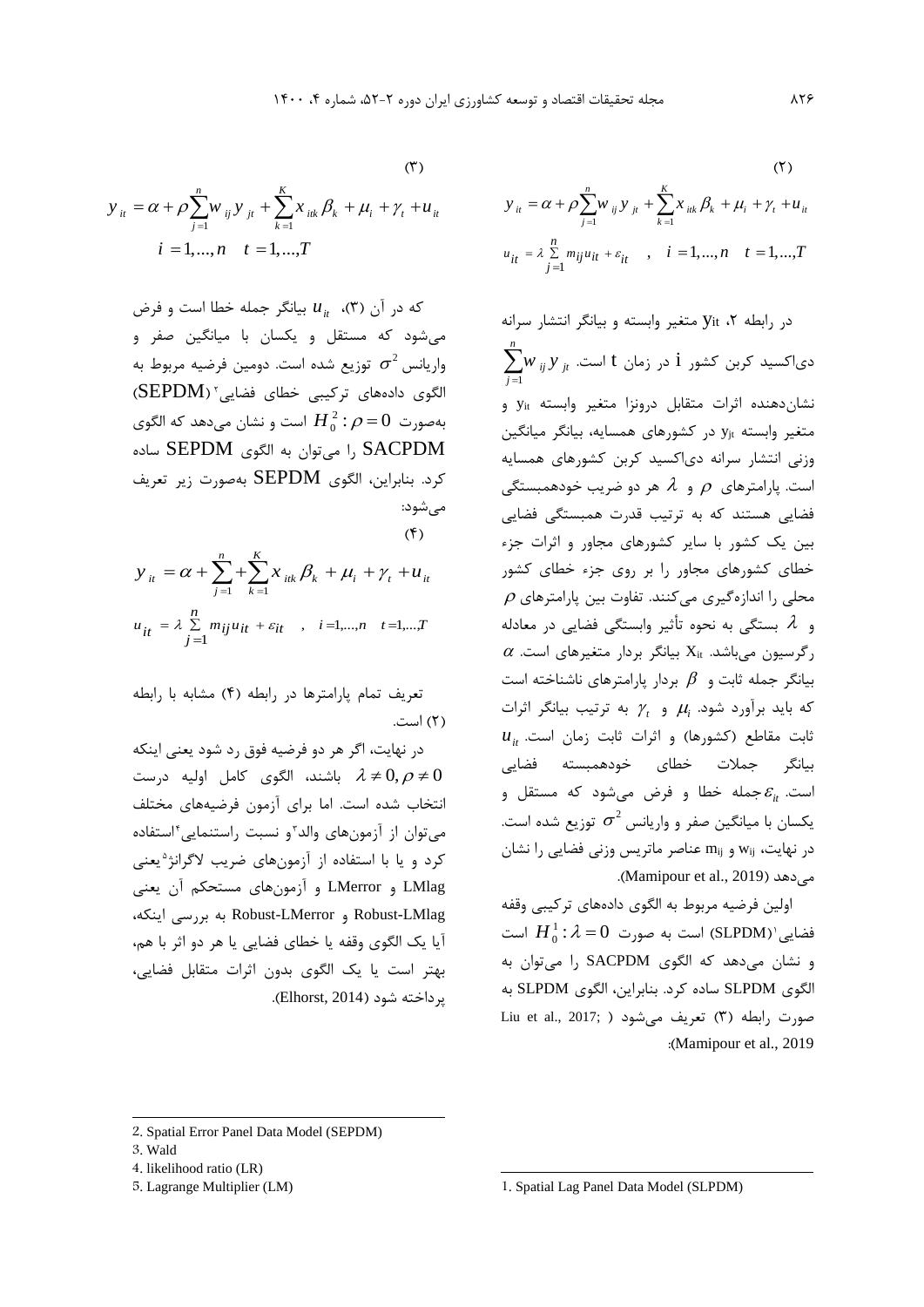$$y_{it} = \alpha + \rho \sum_{j=1}^{n} w_{ij} y_{jt} + \sum_{k=1}^{K} x_{itk} \beta_k + \mu_i + \gamma_t + u_{it} \tag{2}$$

$$u_{it} = \lambda \sum_{j=1}^{n} m_{ij} u_{it} + \varepsilon_{it} \quad , \quad i = 1,...,n \quad t = 1,...,T$$

در رابطه ۲، $y_{it}$ متغیر وابسته و بیانگر انتشار سرانه دی‌اکسید کربن کشور i در زمان t است. $\sum_{j=1}^{n} w_{ij} y_{jt}$ نشان‌دهنده اثرات متقابل درونزا متغیر وابسته $y_{it}$ و متغیر وابسته $y_{jt}$ در کشورهای همسایه، بیانگر میانگین وزنی انتشار سرانه دی‌اکسید کربن کشورهای همسایه است. پارامترهای $\rho$ و $\lambda$ هر دو ضریب خودهمبستگی فضایی هستند که به ترتیب قدرت همبستگی فضایی بین یک کشور با سایر کشورهای مجاور و اثرات جزء خطای کشورهای مجاور را بر روی جزء خطای کشور محلی را اندازه‌گیری می‌کنند. تفاوت بین پارامترهای $\rho$ و $\lambda$ بستگی به نحوه تأثیر وابستگی فضایی در معادله رگرسیون می‌باشد. $X_{it}$ بیانگر بردار متغیرهای است. $\alpha$ بیانگر جمله ثابت و $\beta$ بردار پارامترهای ناشناخته است که باید برآورد شود. $\mu_i$ و $\gamma_t$ به ترتیب بیانگر اثرات ثابت مقاطع (کشورها) و اثرات ثابت زمان است. $u_{it}$ بیانگر جملات خطای خودهمبسته فضایی است. $\varepsilon_{it}$ جمله خطا و فرض می‌شود که مستقل و یکسان با میانگین صفر و واریانس $\sigma^2$ توزیع شده است. در نهایت، $w_{ij}$ و $m_{ij}$ عناصر ماتریس وزنی فضایی را نشان می‌دهد (Mamipour et al., 2019).

اولین فرضیه مربوط به الگوی داده‌های ترکیبی وقفه فضایی[1](SLPDM) است به صورت $H_0^1: \lambda = 0$ است و نشان می‌دهد که الگوی SACPDM را می‌توان به الگوی SLPDM ساده کرد. بنابراین، الگوی SLPDM به صورت رابطه (۳) تعریف می‌شود (Liu et al., 2017; Mamipour et al., 2019):

$$y_{it} = \alpha + \rho \sum_{j=1}^{n} w_{ij} y_{jt} + \sum_{k=1}^{K} x_{itk} \beta_k + \mu_i + \gamma_t + u_{it} \tag{3}$$

$$i = 1,...,n \quad t = 1,...,T$$

که در آن (۳)، $u_{it}$ بیانگر جمله خطا است و فرض می‌شود که مستقل و یکسان با میانگین صفر و واریانس $\sigma^2$ توزیع شده است. دومین فرضیه مربوط به الگوی داده‌های ترکیبی خطای فضایی[2] (SEPDM) به‌صورت $H_0^2: \rho = 0$ است و نشان می‌دهد که الگوی SACPDM را می‌توان به الگوی SEPDM ساده کرد. بنابراین، الگوی SEPDM به‌صورت زیر تعریف می‌شود:

$$y_{it} = \alpha + \sum_{j=1}^{n} + \sum_{k=1}^{K} x_{itk} \beta_k + \mu_i + \gamma_t + u_{it} \tag{4}$$

$$u_{it} = \lambda \sum_{j=1}^{n} m_{ij} u_{it} + \varepsilon_{it} \quad , \quad i = 1,...,n \quad t = 1,...,T$$

تعریف تمام پارامترها در رابطه (۴) مشابه با رابطه (۲) است.

در نهایت، اگر هر دو فرضیه فوق رد شود یعنی اینکه $\lambda \neq 0, \rho \neq 0$ باشند، الگوی کامل اولیه درست انتخاب شده است. اما برای آزمون فرضیه‌های مختلف می‌توان از آزمون‌های والد[3]و نسبت راستنمایی[4]استفاده کرد و یا با استفاده از آزمون‌های ضریب لاگرانژ[5] یعنی LMlag و LMerror و آزمون‌های مستحکم آن یعنی Robust-LMlag و Robust-LMerror به بررسی اینکه، آیا یک الگوی وقفه یا خطای فضایی یا هر دو اثر با هم، بهتر است یا یک الگوی بدون اثرات متقابل فضایی، پرداخته شود (Elhorst, 2014).

---

1. Spatial Lag Panel Data Model (SLPDM)
2. Spatial Error Panel Data Model (SEPDM)
3. Wald
4. likelihood ratio (LR)
5. Lagrange Multiplier (LM)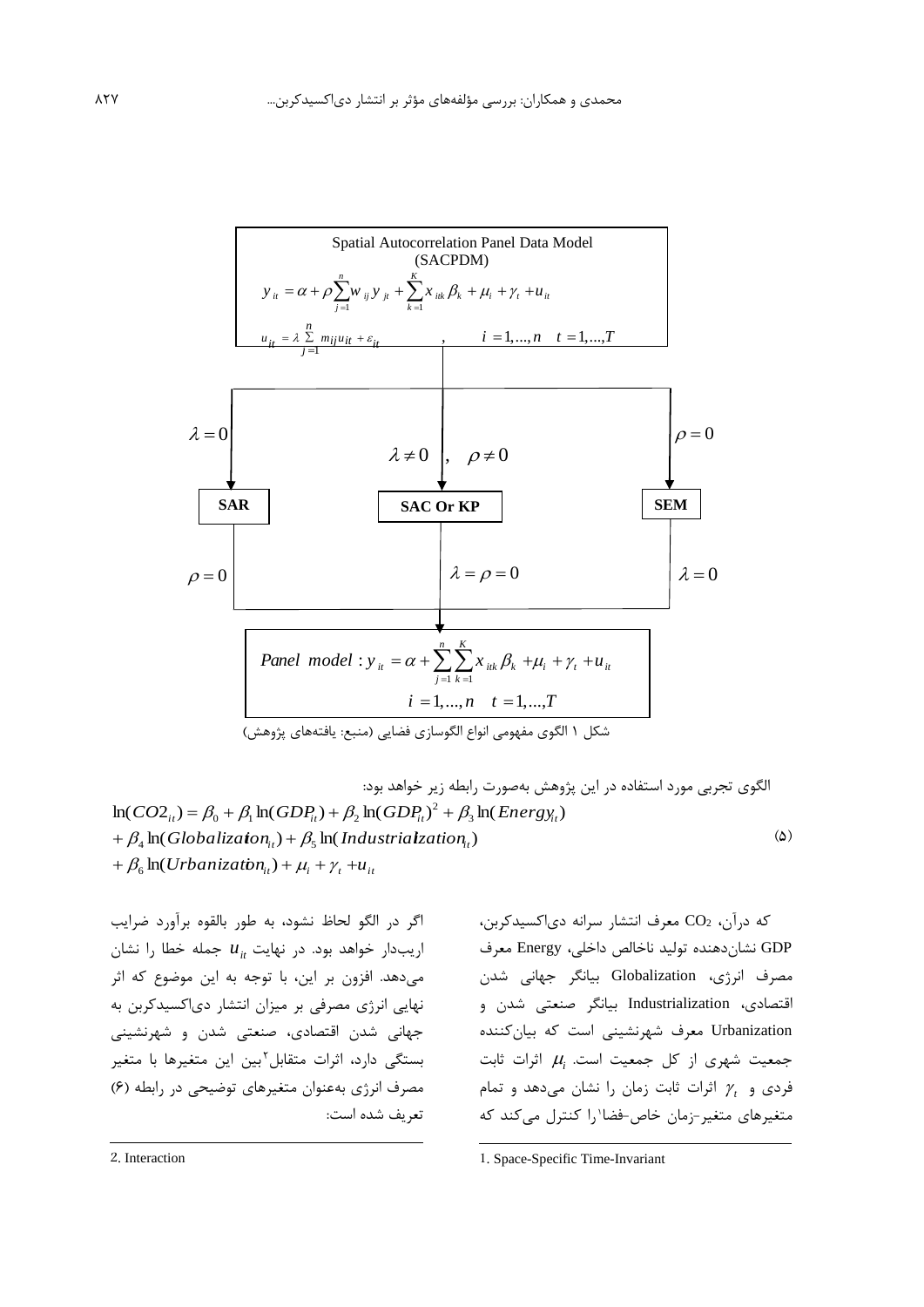**Spatial Autocorrelation Panel Data Model (SACPDM)**

$$y_{it} = \alpha + \rho \sum_{j=1}^{n} w_{ij} y_{jt} + \sum_{k=1}^{K} x_{itk} \beta_k + \mu_i + \gamma_t + u_{it}$$

$$u_{it} = \lambda \sum_{j=1}^{n} m_{ij} u_{it} + \varepsilon_{it} \quad , \quad i = 1,...,n \quad t = 1,...,T$$

$\lambda = 0$ → **SAR**

$\lambda \neq 0 \;, \; \rho \neq 0$ → **SAC Or KP**

$\rho = 0$ → **SEM**

**SAR**: $\rho = 0$ → Panel model

**SAC Or KP**: $\lambda = \rho = 0$ → Panel model

**SEM**: $\lambda = 0$ → Panel model

$$\text{Panel model}: y_{it} = \alpha + \sum_{j=1}^{n} \sum_{k=1}^{K} x_{itk} \beta_k + \mu_i + \gamma_t + u_{it}$$

$$i = 1,...,n \quad t = 1,...,T$$

شکل ۱ الگوی مفهومی انواع الگوسازی فضایی (منبع: یافته‌های پژوهش)

الگوی تجربی مورد استفاده در این پژوهش به‌صورت رابطه زیر خواهد بود:

$$\begin{aligned} \ln(CO2_{it}) &= \beta_0 + \beta_1 \ln(GDP_{it}) + \beta_2 \ln(GDP_{it})^2 + \beta_3 \ln(Energy_{it}) \\ &+ \beta_4 \ln(Globalization_{it}) + \beta_5 \ln(Industrialization_{it}) \\ &+ \beta_6 \ln(Urbanization_{it}) + \mu_i + \gamma_t + u_{it} \end{aligned} \quad (۵)$$

که درآن، $CO_2$ معرف انتشار سرانه دی‌اکسیدکربن، GDP نشان‌دهنده تولید ناخالص داخلی، Energy معرف مصرف انرژی، Globalization بیانگر جهانی شدن اقتصادی، Industrialization بیانگر صنعتی شدن و Urbanization معرف شهرنشینی است که بیان‌کننده جمعیت شهری از کل جمعیت است. $\mu_i$ اثرات ثابت فردی و $\gamma_t$ اثرات ثابت زمان را نشان می‌دهد و تمام متغیرهای متغیر-زمان خاص-فضا[1]را کنترل می‌کند که اگر در الگو لحاظ نشود، به طور بالقوه برآورد ضرایب اریب‌دار خواهد بود. در نهایت $u_{it}$ جمله خطا را نشان می‌دهد. افزون بر این، با توجه به این موضوع که اثر نهایی انرژی مصرفی بر میزان انتشار دی‌اکسیدکربن به جهانی شدن اقتصادی، صنعتی شدن و شهرنشینی بستگی دارد، اثرات متقابل[2]بین این متغیرها با متغیر مصرف انرژی به‌عنوان متغیرهای توضیحی در رابطه (۶) تعریف شده است:

---

1. Space-Specific Time-Invariant

2. Interaction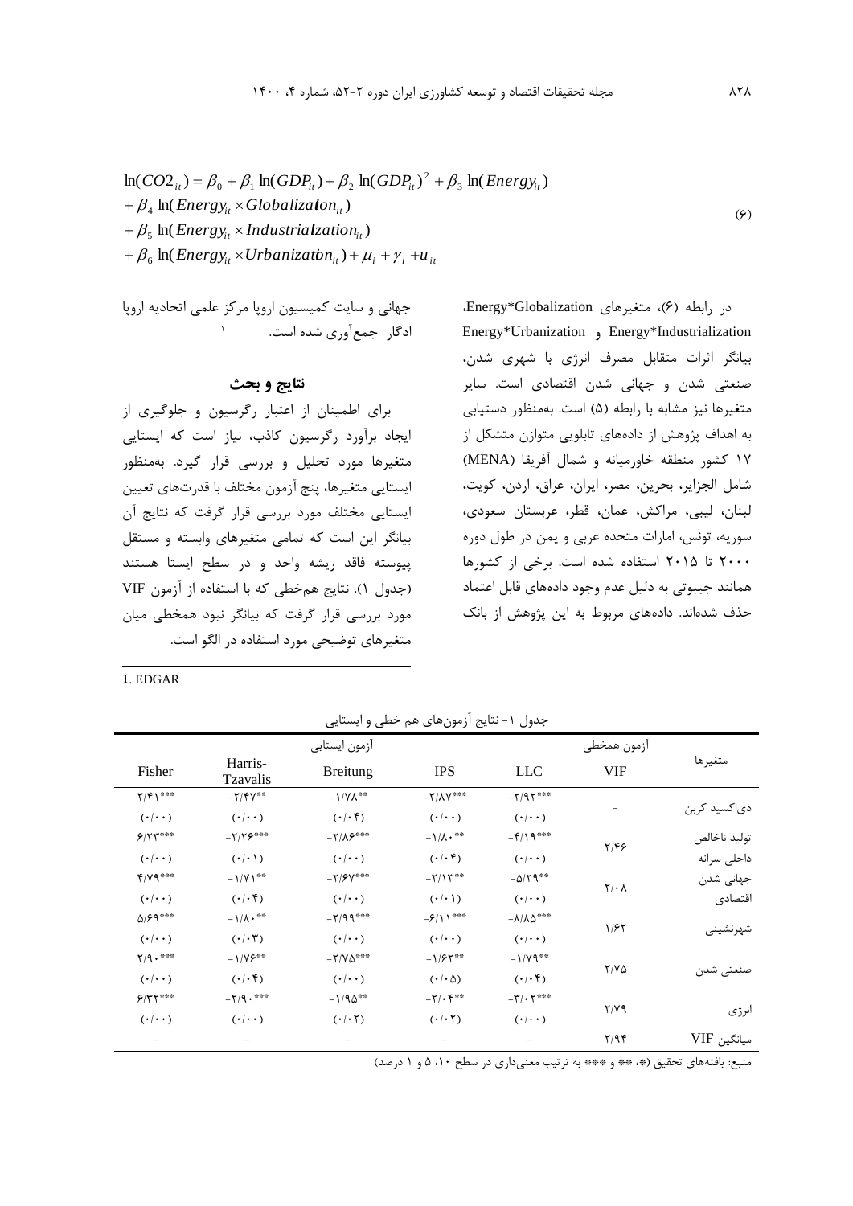$$\ln(CO2_{it}) = \beta_0 + \beta_1 \ln(GDP_{it}) + \beta_2 \ln(GDP_{it})^2 + \beta_3 \ln(Energy_{it}) + \beta_4 \ln(Energy_{it} \times Globalization_{it}) + \beta_5 \ln(Energy_{it} \times Industrialization_{it}) + \beta_6 \ln(Energy_{it} \times Urbanization_{it}) + \mu_i + \gamma_i + u_{it} \quad (۶)$$

در رابطه (۶)، متغیرهای Energy*Globalization، Energy*Industrialization و Energy*Urbanization بیانگر اثرات متقابل مصرف انرژی با شهری شدن، صنعتی شدن و جهانی شدن اقتصادی است. سایر متغیرها نیز مشابه با رابطه (۵) است. به‌منظور دستیابی به اهداف پژوهش از داده‌های تابلویی متوازن متشکل از ۱۷ کشور منطقه خاورمیانه و شمال آفریقا (MENA) شامل الجزایر، بحرین، مصر، ایران، عراق، اردن، کویت، لبنان، لیبی، مراکش، عمان، قطر، عربستان سعودی، سوریه، تونس، امارات متحده عربی و یمن در طول دوره ۲۰۰۰ تا ۲۰۱۵ استفاده شده است. برخی از کشورها همانند جیبوتی به دلیل عدم وجود داده‌های قابل اعتماد حذف شده‌اند. داده‌های مربوط به این پژوهش از بانک جهانی و سایت کمیسیون اروپا مرکز علمی اتحادیه اروپا ادگار[1] جمع‌آوری شده است.

## نتایج و بحث

برای اطمینان از اعتبار رگرسیون و جلوگیری از ایجاد برآورد رگرسیون کاذب، نیاز است که ایستایی متغیرها مورد تحلیل و بررسی قرار گیرد. به‌منظور ایستایی متغیرها، پنج آزمون مختلف با قدرت‌های تعیین ایستایی مختلف مورد بررسی قرار گرفت که نتایج آن بیانگر این است که تمامی متغیرهای وابسته و مستقل پیوسته فاقد ریشه واحد و در سطح ایستا هستند (جدول ۱). نتایج هم‌خطی که با استفاده از آزمون VIF مورد بررسی قرار گرفت که بیانگر نبود همخطی میان متغیرهای توضیحی مورد استفاده در الگو است.

[1] EDGAR

جدول ۱- نتایج آزمون‌های هم خطی و ایستایی

| متغیرها | آزمون همخطی | آزمون ایستایی | | | | |
|---|---|---|---|---|---|---|
| | VIF | LLC | IPS | Breitung | Harris-Tzavalis | Fisher |
| دی‌اکسید کربن | - | \*\*\*۲/۹۲- | \*\*\*۲/۸۷- | \*\*۱/۷۸- | \*\*۲/۴۷- | \*\*\*۲/۴۱ |
| | | (۰/۰۰) | (۰/۰۰) | (۰/۰۴) | (۰/۰۰) | (۰/۰۰) |
| تولید ناخالص داخلی سرانه | ۲/۴۶ | \*\*\*۴/۱۹- | \*\*۱/۸۰- | \*\*\*۲/۸۶- | \*\*\*۲/۲۶- | \*\*\*۶/۲۳ |
| | | (۰/۰۰) | (۰/۰۴) | (۰/۰۰) | (۰/۰۱) | (۰/۰۰) |
| جهانی شدن اقتصادی | ۲/۰۸ | \*\*۵/۲۹- | \*\*۲/۱۳- | \*\*\*۲/۶۷- | \*\*۱/۷۱- | \*\*\*۴/۷۹ |
| | | (۰/۰۰) | (۰/۰۱) | (۰/۰۰) | (۰/۰۴) | (۰/۰۰) |
| شهرنشینی | ۱/۶۲ | \*\*\*۸/۸۵- | \*\*\*۶/۱۱- | \*\*\*۲/۹۹- | \*\*۱/۸۰- | \*\*\*۵/۶۹ |
| | | (۰/۰۰) | (۰/۰۰) | (۰/۰۰) | (۰/۰۳) | (۰/۰۰) |
| صنعتی شدن | ۲/۷۵ | \*\*۱/۷۹- | \*\*۱/۶۲- | \*\*\*۲/۷۵- | \*\*۱/۷۶- | \*\*\*۲/۹۰ |
| | | (۰/۰۴) | (۰/۰۵) | (۰/۰۰) | (۰/۰۴) | (۰/۰۰) |
| انرژی | ۲/۷۹ | \*\*\*۳/۰۲- | \*\*۲/۰۴- | \*\*۱/۹۵- | \*\*\*۲/۹۰- | \*\*\*۶/۳۲ |
| | | (۰/۰۰) | (۰/۰۲) | (۰/۰۲) | (۰/۰۰) | (۰/۰۰) |
| میانگین VIF | ۲/۹۴ | - | - | - | - | - |

منبع: یافته‌های تحقیق (\*، \*\* و \*\*\* به ترتیب معنی‌داری در سطح ۱۰، ۵ و ۱ درصد)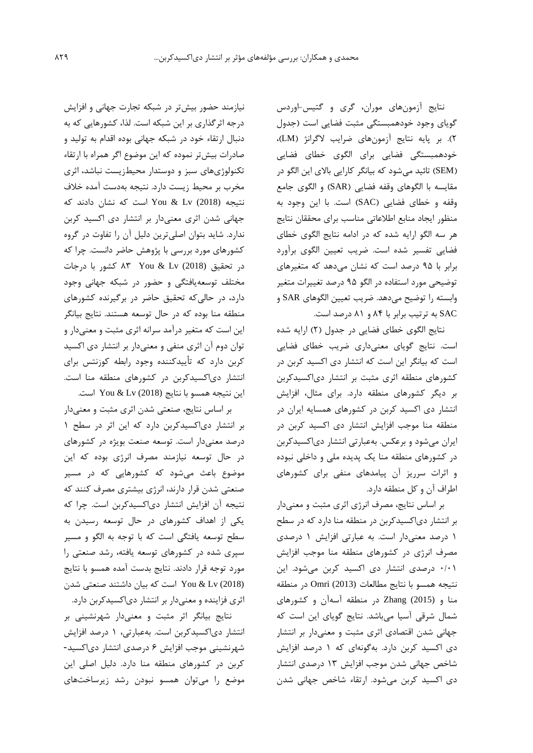نتایج آزمون‌های موران، گری و گتیس-اوردس گویای وجود خودهمبستگی مثبت فضایی است (جدول ۲). بر پایه نتایج آزمون‌های ضرایب لاگرانژ (LM)، خودهمبستگی فضایی برای الگوی خطای فضایی (SEM) تائید می‌شود که بیانگر کارایی بالای این الگو در مقایسه با الگوهای وقفه فضایی (SAR) و الگوی جامع وقفه و خطای فضایی (SAC) است. با این وجود به منظور ایجاد منابع اطلاعاتی مناسب برای محققان نتایج هر سه الگو ارایه شده که در ادامه نتایج الگوی خطای فضایی تفسیر شده است. ضریب تعیین الگوی برآورد برابر با ۹۵ درصد است که نشان می‌دهد که متغیرهای توضیحی مورد استفاده در الگو ۹۵ درصد تغییرات متغیر وابسته را توضیح می‌دهد. ضریب تعیین الگوهای SAR و SAC به ترتیب برابر با ۸۴ و ۸۱ درصد است.

نتایج الگوی خطای فضایی در جدول (۲) ارایه شده است. نتایج گویای معنی‌داری ضریب خطای فضایی است که بیانگر این است که انتشار دی اکسید کربن در کشورهای منطقه اثری مثبت بر انتشار دی‌اکسیدکربن بر دیگر کشورهای منطقه دارد. برای مثال، افزایش انتشار دی اکسید کربن در کشورهای همسایه ایران در منطقه منا موجب افزایش انتشار دی اکسید کربن در ایران می‌شود و برعکس. به‌عبارتی انتشار دی‌اکسیدکربن در کشورهای منطقه منا یک پدیده ملی و داخلی نبوده و اثرات سرریز آن پیامدهای منفی برای کشورهای اطراف آن و کل منطقه دارد.

بر اساس نتایج، مصرف انرژی اثری مثبت و معنی‌دار بر انتشار دی‌اکسیدکربن در منطقه منا دارد که در سطح ۱ درصد معنی‌دار است. به عبارتی افزایش ۱ درصدی مصرف انرژی در کشورهای منطقه منا موجب افزایش ۰/۰۱ درصدی انتشار دی اکسید کربن می‌شود. این نتیجه همسو با نتایج مطالعات Omri (2013) در منطقه منا و Zhang (2015) در منطقه آسه‌آن و کشورهای شمال شرقی آسیا می‌باشد. نتایج گویای این است که جهانی شدن اقتصادی اثری مثبت و معنی‌دار بر انتشار دی اکسید کربن دارد. به‌گونه‌ای که ۱ درصد افزایش شاخص جهانی شدن موجب افزایش ۱۳ درصدی انتشار دی اکسید کربن می‌شود. ارتقاء شاخص جهانی شدن نیازمند حضور بیش‌تر در شبکه تجارت جهانی و افزایش درجه اثرگذاری بر این شبکه است. لذا، کشورهایی که به دنبال ارتقاء خود در شبکه جهانی بوده اقدام به تولید و صادرات بیش‌تر نموده که این موضوع اگر همراه با ارتقاء تکنولوژی‌های سبز و دوستدار محیط‌زیست نباشد، اثری مخرب بر محیط زیست دارد. نتیجه به‌دست آمده خلاف نتیجه You & Lv (2018) است که نشان دادند که جهانی شدن اثری معنی‌دار بر انتشار دی اکسید کربن ندارد. شاید بتوان اصلی‌ترین دلیل آن را تفاوت در گروه کشورهای مورد بررسی با پژوهش حاضر دانست. چرا که در تحقیق You & Lv (2018) ۸۳ کشور با درجات مختلف توسعه‌یافتگی و حضور در شبکه جهانی وجود دارد، در حالی‌که تحقیق حاضر در برگیرنده کشورهای منطقه منا بوده که در حال توسعه هستند. نتایج بیانگر این است که متغیر درآمد سرانه اثری مثبت و معنی‌دار و توان دوم آن اثری منفی و معنی‌دار بر انتشار دی اکسید کربن دارد که تأییدکننده وجود رابطه کوزنتس برای انتشار دی‌اکسیدکربن در کشورهای منطقه منا است. این نتیجه همسو با نتایج You & Lv (2018) است.

بر اساس نتایج، صنعتی شدن اثری مثبت و معنی‌دار بر انتشار دی‌اکسیدکربن دارد که این اثر در سطح ۱ درصد معنی‌دار است. توسعه صنعت بویژه در کشورهای در حال توسعه نیازمند مصرف انرژی بوده که این موضوع باعث می‌شود که کشورهایی که در مسیر صنعتی شدن قرار دارند، انرژی بیشتری مصرف کنند که نتیجه آن افزایش انتشار دی‌اکسیدکربن است. چرا که یکی از اهداف کشورهای در حال توسعه رسیدن به سطح توسعه یافتگی است که با توجه به الگو و مسیر سپری شده در کشورهای توسعه یافته، رشد صنعتی را مورد توجه قرار دادند. نتایج بدست آمده همسو با نتایج You & Lv (2018) است که بیان داشتند صنعتی شدن اثری فزاینده و معنی‌دار بر انتشار دی‌اکسیدکربن دارد.

نتایج بیانگر اثر مثبت و معنی‌دار شهرنشینی بر انتشار دی‌اکسیدکربن است. به‌عبارتی، ۱ درصد افزایش شهرنشینی موجب افزایش ۶ درصدی انتشار دی‌اکسید-کربن در کشورهای منطقه منا دارد. دلیل اصلی این موضوع را می‌توان همسو نبودن رشد زیرساخت‌های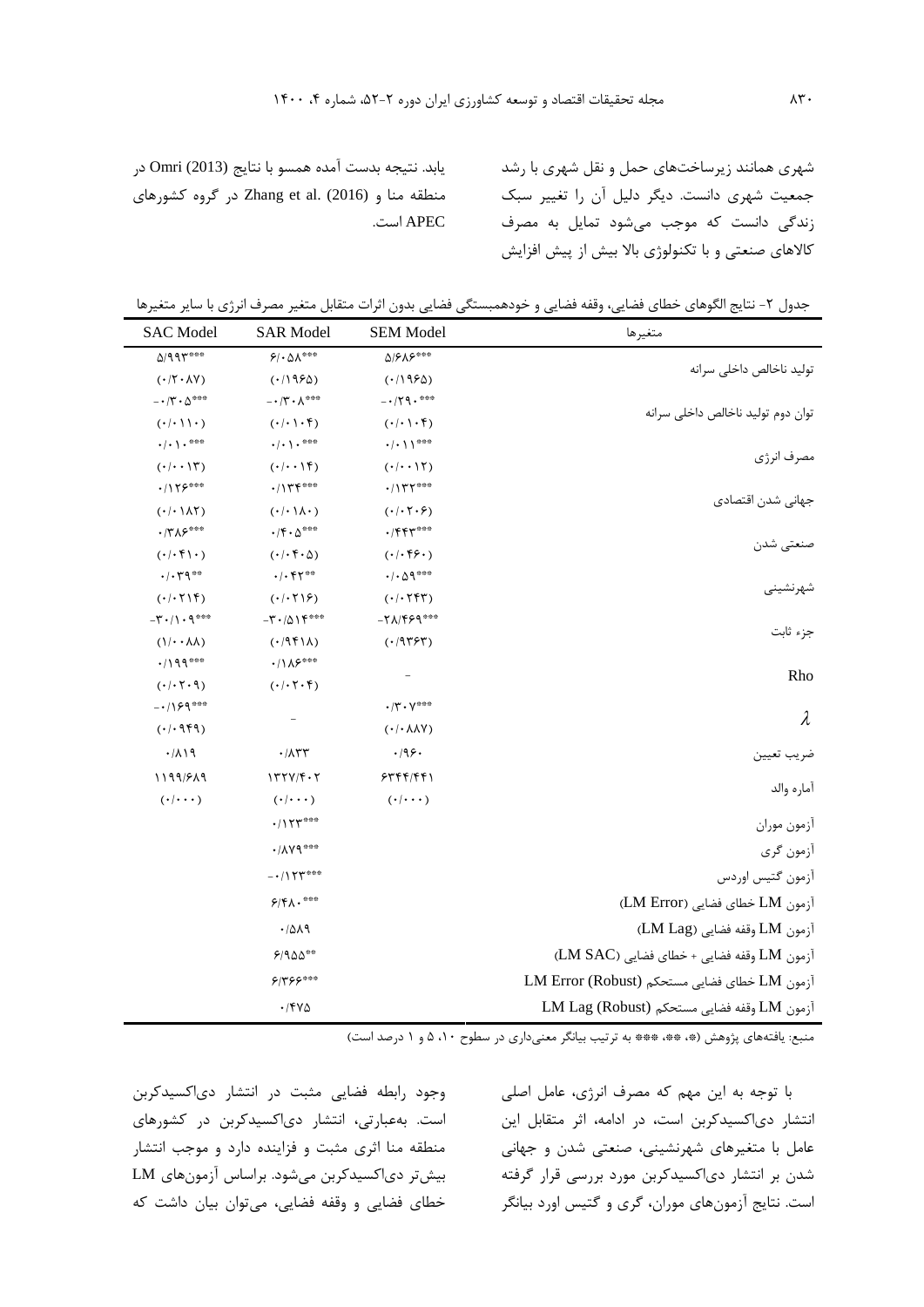شهری همانند زیرساخت‌های حمل و نقل شهری با رشد جمعیت شهری دانست. دیگر دلیل آن را تغییر سبک زندگی دانست که موجب می‌شود تمایل به مصرف کالاهای صنعتی و با تکنولوژی بالا بیش از پیش افزایش یابد. نتیجه بدست آمده همسو با نتایج Omri (2013) در منطقه منا و Zhang et al. (2016) در گروه کشورهای APEC است.

جدول ۲- نتایج الگوهای خطای فضایی، وقفه فضایی و خودهمبستگی فضایی بدون اثرات متقابل متغیر مصرف انرژی با سایر متغیرها

| متغیرها | SEM Model | SAR Model | SAC Model |
|---|---|---|---|
| تولید ناخالص داخلی سرانه | ۵/۶۸۶*** (۰/۱۹۶۵) | ۶/۰۵۸*** (۰/۱۹۶۵) | ۵/۹۹۳*** (۰/۲۰۸۷) |
| توان دوم تولید ناخالص داخلی سرانه | -۰/۲۹۰*** (۰/۰۱۰۴) | -۰/۳۰۸*** (۰/۰۱۰۴) | -۰/۳۰۵*** (۰/۰۱۱۰) |
| مصرف انرژی | ۰/۰۱۱*** (۰/۰۰۱۲) | ۰/۰۱۰*** (۰/۰۰۱۴) | ۰/۰۱۰*** (۰/۰۰۱۳) |
| جهانی شدن اقتصادی | ۰/۱۳۲*** (۰/۰۲۰۶) | ۰/۱۳۴*** (۰/۰۱۸۰) | ۰/۱۲۶*** (۰/۰۱۸۲) |
| صنعتی شدن | ۰/۴۴۳*** (۰/۰۴۶۰) | ۰/۴۰۵*** (۰/۰۴۰۵) | ۰/۳۸۶*** (۰/۰۴۱۰) |
| شهرنشینی | ۰/۰۵۹*** (۰/۰۲۴۳) | ۰/۰۴۲** (۰/۰۲۱۶) | ۰/۰۳۹** (۰/۰۲۱۴) |
| جزء ثابت | -۲۸/۴۶۹*** (۰/۹۳۶۳) | -۳۰/۵۱۴*** (۰/۹۴۱۸) | -۳۰/۱۰۹*** (۱/۰۰۸۸) |
| Rho | - | ۰/۱۸۶*** (۰/۰۲۰۴) | ۰/۱۹۹*** (۰/۰۲۰۹) |
| $\lambda$ | ۰/۳۰۷*** (۰/۰۸۸۷) | - | -۰/۱۶۹*** (۰/۰۶۴۹) |
| ضریب تعیین | ۰/۹۶۰ | ۰/۸۳۳ | ۰/۸۱۹ |
| آماره والد | ۶۳۴۴/۴۴۱ (۰/۰۰۰) | ۱۳۲۷/۴۰۲ (۰/۰۰۰) | ۱۱۹۹/۶۸۹ (۰/۰۰۰) |
| آزمون موران | | ۰/۱۲۳*** | |
| آزمون گری | | ۰/۸۷۹*** | |
| آزمون گتیس اوردس | | -۰/۱۲۳*** | |
| آزمون LM خطای فضایی (LM Error) | | ۶/۴۸۰*** | |
| آزمون LM وقفه فضایی (LM Lag) | | ۰/۵۸۹ | |
| آزمون LM وقفه فضایی + خطای فضایی (LM SAC) | | ۶/۹۵۵** | |
| آزمون LM خطای فضایی مستحکم LM Error (Robust) | | ۶/۳۶۶*** | |
| آزمون LM وقفه فضایی مستحکم LM Lag (Robust) | | ۰/۴۷۵ | |

منبع: یافته‌های پژوهش (*، **، *** به ترتیب بیانگر معنی‌داری در سطوح ۱۰، ۵ و ۱ درصد است)

با توجه به این مهم که مصرف انرژی، عامل اصلی انتشار دی‌اکسیدکربن است، در ادامه، اثر متقابل این عامل با متغیرهای شهرنشینی، صنعتی شدن و جهانی شدن بر انتشار دی‌اکسیدکربن مورد بررسی قرار گرفته است. نتایج آزمون‌های موران، گری و گتیس اورد بیانگر وجود رابطه فضایی مثبت در انتشار دی‌اکسیدکربن است. به‌عبارتی، انتشار دی‌اکسیدکربن در کشورهای منطقه منا اثری مثبت و فزاینده دارد و موجب انتشار بیش‌تر دی‌اکسیدکربن می‌شود. براساس آزمون‌های LM خطای فضایی و وقفه فضایی، می‌توان بیان داشت که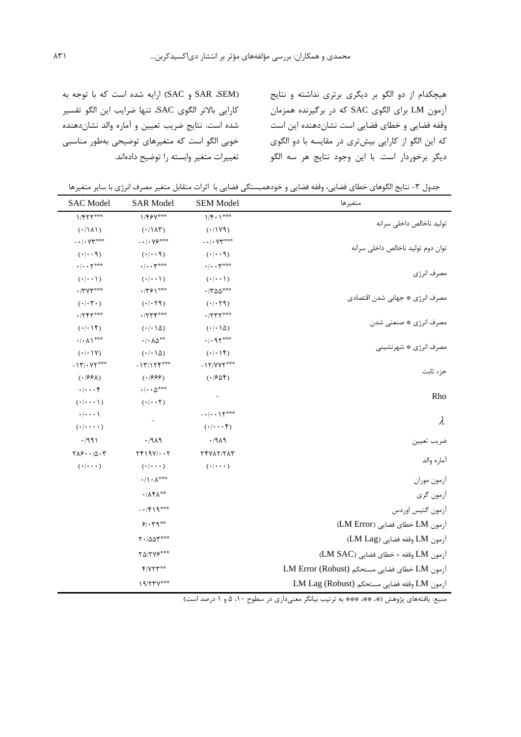هیچکدام از دو الگو بر دیگری برتری نداشته و نتایج آزمون LM برای الگوی SAC که در برگیرنده همزمان وقفه فضایی و خطای فضایی است نشان‌دهنده این است که این الگو از کارایی بیش‌تری در مقایسه با دو الگوی دیگر برخوردار است. با این وجود نتایج هر سه الگو (SEM، SAR و SAC) ارایه شده است که با توجه به کارایی بالاتر الگوی SAC، تنها ضرایب این الگو تفسیر شده است. نتایج ضریب تعیین و آماره والد نشان‌دهنده خوبی الگو است که متغیرهای توضیحی به‌طور مناسبی تغییرات متغیر وابسته را توضیح داده‌اند.

جدول ۳- نتایج الگوهای خطای فضایی، وقفه فضایی و خودهمبستگی فضایی با اثرات متقابل متغیر مصرف انرژی با سایر متغیرها

| متغیرها | SEM Model | SAR Model | SAC Model |
|---|---|---|---|
| تولید ناخالص داخلی سرانه | ۱/۴۰۱*** (۰/۱۷۹) | ۱/۴۶۷*** (۰/۱۸۳) | ۱/۴۲۲*** (۰/۱۸۱) |
| توان دوم تولید ناخالص داخلی سرانه | -۰/۰۷۳*** (۰/۰۰۹) | -۰/۰۷۶*** (۰/۰۰۹) | -۰/۰۷۳*** (۰/۰۰۹) |
| مصرف انرژی | ۰/۰۰۳*** (۰/۰۰۱) | ۰/۰۰۳*** (۰/۰۰۱) | ۰/۰۰۲*** (۰/۰۰۱) |
| مصرف انرژی * جهانی شدن اقتصادی | ۰/۳۵۵*** (۰/۰۲۹) | ۰/۳۶۱*** (۰/۰۲۹) | ۰/۳۷۳*** (۰/۰۳۰) |
| مصرف انرژی * صنعتی شدن | ۰/۲۳۲*** (۰/۰۱۵) | ۰/۲۳۴*** (۰/۰۱۵) | ۰/۲۴۲*** (۰/۰۱۴) |
| مصرف انرژی * شهرنشینی | ۰/۰۹۲*** (۰/۰۱۴) | ۰/۰۸۵** (۰/۰۱۵) | ۰/۰۸۱*** (۰/۰۱۷) |
| جزء ثابت | -۱۲/۷۷۲*** (۰/۶۵۴) | -۱۳/۱۲۴*** (۰/۶۶۶) | -۱۳/۰۷۲*** (۰/۶۶۸) |
| Rho | - | ۰/۰۰۵*** (۰/۰۰۲) | ۰/۰۰۰۴ (۰/۰۰۰۱) |
| $\lambda$ | -۰/۰۰۱۲*** (۰/۰۰۰۴) | - | ۰/۰۰۰۱ (۰/۰۰۰۰) |
| ضریب تعیین | ۰/۹۸۹ | ۰/۹۸۹ | ۰/۹۹۱ |
| آماره والد | ۲۴۷۸۲/۲۸۳ (۰/۰۰۰) | ۲۴۱۹۷/۰۰۲ (۰/۰۰۰) | ۲۸۶۰۰/۵۰۳ (۰/۰۰۰) |
| آزمون موران | | ۰/۱۰۸*** | |
| آزمون گری | | ۰/۸۴۸** | |
| آزمون گتیس اوردس | | -۰/۴۱۹*** | |
| آزمون LM خطای فضایی (LM Error) | | ۶/۰۳۹** | |
| آزمون LM وقفه فضایی (LM Lag) | | ۲۰/۵۵۳*** | |
| آزمون LM وقفه + خطای فضایی (LM SAC) | | ۲۵/۲۷۶*** | |
| آزمون LM خطای فضایی مستحکم LM Error (Robust) | | ۴/۷۲۳** | |
| آزمون LM وقفه فضایی مستحکم LM Lag (Robust) | | ۱۹/۲۳۷*** | |

منبع: یافته‌های پژوهش (*، **، *** به ترتیب بیانگر معنی‌داری در سطوح ۱۰، ۵ و ۱ درصد است)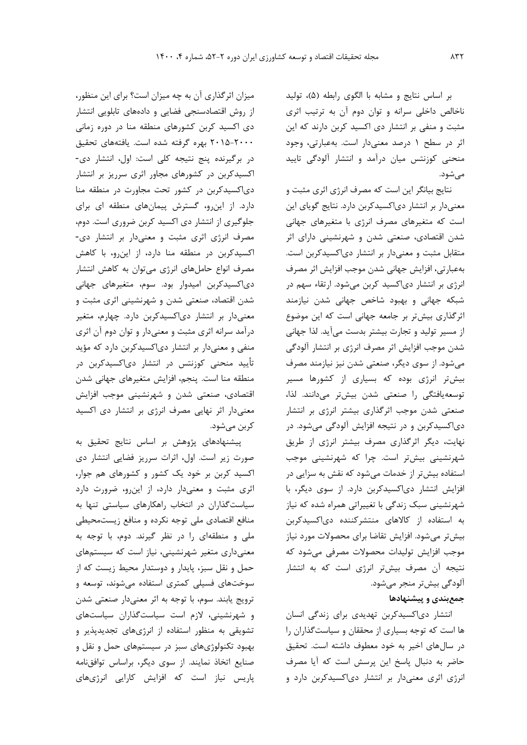بر اساس نتایج و مشابه با الگوی رابطه (۵)، تولید ناخالص داخلی سرانه و توان دوم آن به ترتیب اثری مثبت و منفی بر انتشار دی اکسید کربن دارند که این اثر در سطح ۱ درصد معنی‌دار است. به‌عبارتی، وجود منحنی کوزنتس میان درآمد و انتشار آلودگی تایید می‌شود.

نتایج بیانگر این است که مصرف انرژی اثری مثبت و معنی‌دار بر انتشار دی‌اکسیدکربن دارد. نتایج گویای این است که متغیرهای مصرف انرژی با متغیرهای جهانی شدن اقتصادی، صنعتی شدن و شهرنشینی دارای اثر متقابل مثبت و معنی‌دار بر انتشار دی‌اکسیدکربن است. به‌عبارتی، افزایش جهانی شدن موجب افزایش اثر مصرف انرژی بر انتشار دی‌اکسید کربن می‌شود. ارتقاء سهم در شبکه جهانی و بهبود شاخص جهانی شدن نیازمند اثرگذاری بیش‌تر بر جامعه جهانی است که این موضوع از مسیر تولید و تجارت بیشتر بدست می‌آید. لذا جهانی شدن موجب افزایش اثر مصرف انرژی بر انتشار آلودگی می‌شود. از سوی دیگر، صنعتی شدن نیز نیازمند مصرف بیش‌تر انرژی بوده که بسیاری از کشورها مسیر توسعه‌یافتگی را صنعتی شدن بیش‌تر می‌دانند. لذا، صنعتی شدن موجب اثرگذاری بیشتر انرژی بر انتشار دی‌اکسیدکربن و در نتیجه افزایش آلودگی می‌شود. در نهایت، دیگر اثرگذاری مصرف بیشتر انرژی از طریق شهرنشینی بیش‌تر است. چرا که شهرنشینی موجب استفاده بیش‌تر از خدمات می‌شود که نقش به سزایی در افزایش انتشار دی‌اکسیدکربن دارد. از سوی دیگر، با شهرنشینی سبک زندگی با تغییراتی همراه شده که نیاز به استفاده از کالاهای منتشرکننده دی‌اکسیدکربن بیش‌تر می‌شود. افزایش تقاضا برای محصولات مورد نیاز موجب افزایش تولیدات محصولات مصرفی می‌شود که نتیجه آن مصرف بیش‌تر انرژی است که به انتشار آلودگی بیش‌تر منجر می‌شود.

**جمع‌بندی و پیشنهادها**

انتشار دی‌اکسیدکربن تهدیدی برای زندگی انسان ها است که توجه بسیاری از محققان و سیاست‌گذاران را در سال‌های اخیر به خود معطوف داشته است. تحقیق حاضر به دنبال پاسخ این پرسش است که آیا مصرف انرژی اثری معنی‌دار بر انتشار دی‌اکسیدکربن دارد و میزان اثرگذاری آن به چه میزان است؟ برای این منظور، از روش اقتصادسنجی فضایی و داده‌های تابلویی انتشار دی اکسید کربن کشورهای منطقه منا در دوره زمانی ۲۰۰۰-۲۰۱۵ بهره گرفته شده است. یافته‌های تحقیق در برگیرنده پنج نتیجه کلی است: اول، انتشار دی‌اکسیدکربن در کشورهای مجاور اثری سرریز بر انتشار دی‌اکسیدکربن در کشور تحت مجاورت در منطقه منا دارد. از این‌رو، گسترش پیمان‌های منطقه ای برای جلوگیری از انتشار دی اکسید کربن ضروری است. دوم، مصرف انرژی اثری مثبت و معنی‌دار بر انتشار دی‌اکسیدکربن در منطقه منا دارد، از این‌رو، با کاهش مصرف انواع حامل‌های انرژی می‌توان به کاهش انتشار دی‌اکسیدکربن امیدوار بود. سوم، متغیرهای جهانی شدن اقتصاد، صنعتی شدن و شهرنشینی اثری مثبت و معنی‌دار بر انتشار دی‌اکسیدکربن دارد. چهارم، متغیر درآمد سرانه اثری مثبت و معنی‌دار و توان دوم آن اثری منفی و معنی‌دار بر انتشار دی‌اکسیدکربن دارد که مؤید تأیید منحنی کوزنتس در انتشار دی‌اکسیدکربن در منطقه منا است. پنجم، افزایش متغیرهای جهانی شدن اقتصادی، صنعتی شدن و شهرنشینی موجب افزایش معنی‌دار اثر نهایی مصرف انرژی بر انتشار دی اکسید کربن می‌شود.

پیشنهادهای پژوهش بر اساس نتایج تحقیق به صورت زیر است. اول، اثرات سرریز فضایی انتشار دی اکسید کربن بر خود یک کشور و کشورهای هم جوار، اثری مثبت و معنی‌دار دارد، از این‌رو، ضرورت دارد سیاست‌گذاران در انتخاب راهکارهای سیاستی تنها به منافع اقتصادی ملی توجه نکرده و منافع زیست‌محیطی ملی و منطقه‌ای را در نظر گیرند. دوم، با توجه به معنی‌داری متغیر شهرنشینی، نیاز است که سیستم‌های حمل و نقل سبز، پایدار و دوستدار محیط زیست که از سوخت‌های فسیلی کمتری استفاده می‌شوند، توسعه و ترویج یابند. سوم، با توجه به اثر معنی‌دار صنعتی شدن و شهرنشینی، لازم است سیاست‌گذاران سیاست‌های تشویقی به منظور استفاده از انرژی‌های تجدیدپذیر و بهبود تکنولوژی‌های سبز در سیستم‌های حمل و نقل و صنایع اتخاذ نمایند. از سوی دیگر، براساس توافق‌نامه پاریس نیاز است که افزایش کارایی انرژی‌های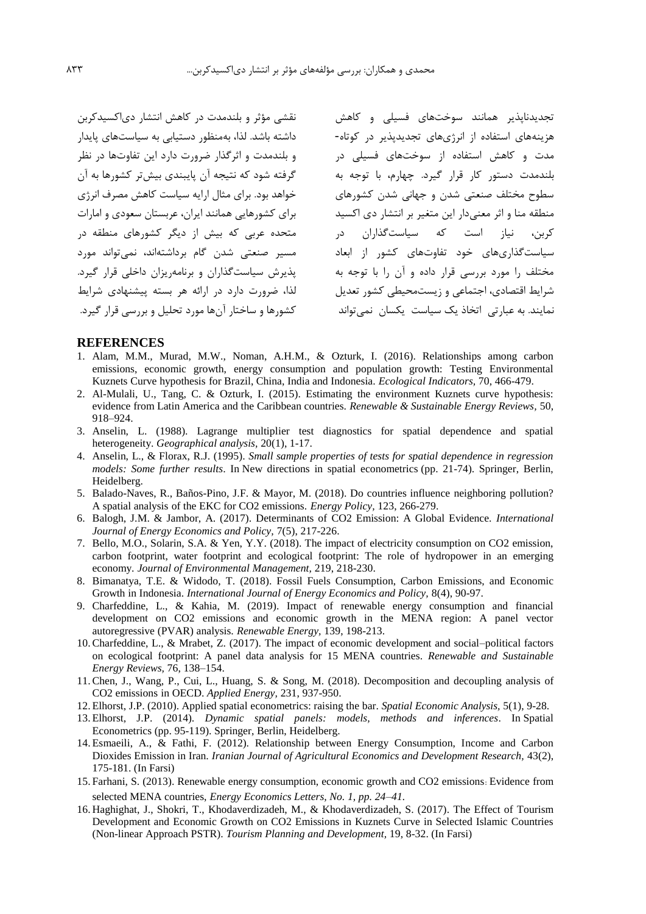تجدیدناپذیر همانند سوخت‌های فسیلی و کاهش هزینه‌های استفاده از انرژی‌های تجدیدپذیر در کوتاه-مدت و کاهش استفاده از سوخت‌های فسیلی در بلندمدت دستور کار قرار گیرد. چهارم، با توجه به سطوح مختلف صنعتی شدن و جهانی شدن کشورهای منطقه منا و اثر معنی‌دار این متغیر بر انتشار دی اکسید کربن، نیاز است که سیاست‌گذاران در سیاست‌گذاری‌های خود تفاوت‌های کشور از ابعاد مختلف را مورد بررسی قرار داده و آن را با توجه به شرایط اقتصادی، اجتماعی و زیست‌محیطی کشور تعدیل نمایند. به عبارتی اتخاذ یک سیاست یکسان نمی‌تواند نقشی مؤثر و بلندمدت در کاهش انتشار دی‌اکسیدکربن داشته باشد. لذا، به‌منظور دستیابی به سیاست‌های پایدار و بلندمدت و اثرگذار ضرورت دارد این تفاوت‌ها در نظر گرفته شود که نتیجه آن پایبندی بیش‌تر کشورها به آن خواهد بود. برای مثال ارایه سیاست کاهش مصرف انرژی برای کشورهایی همانند ایران، عربستان سعودی و امارات متحده عربی که بیش از دیگر کشورهای منطقه در مسیر صنعتی شدن گام برداشته‌اند، نمی‌تواند مورد پذیرش سیاست‌گذاران و برنامه‌ریزان داخلی قرار گیرد. لذا، ضرورت دارد در ارائه هر بسته پیشنهادی شرایط کشورها و ساختار آن‌ها مورد تحلیل و بررسی قرار گیرد.

## REFERENCES

1. Alam, M.M., Murad, M.W., Noman, A.H.M., & Ozturk, I. (2016). Relationships among carbon emissions, economic growth, energy consumption and population growth: Testing Environmental Kuznets Curve hypothesis for Brazil, China, India and Indonesia. *Ecological Indicators,* 70, 466-479.
2. Al-Mulali, U., Tang, C. & Ozturk, I. (2015). Estimating the environment Kuznets curve hypothesis: evidence from Latin America and the Caribbean countries. *Renewable & Sustainable Energy Reviews*, 50, 918–924.
3. Anselin, L. (1988). Lagrange multiplier test diagnostics for spatial dependence and spatial heterogeneity. *Geographical analysis*, 20(1), 1-17.
4. Anselin, L., & Florax, R.J. (1995). *Small sample properties of tests for spatial dependence in regression models: Some further results*. In New directions in spatial econometrics (pp. 21-74). Springer, Berlin, Heidelberg.
5. Balado-Naves, R., Baños-Pino, J.F. & Mayor, M. (2018). Do countries influence neighboring pollution? A spatial analysis of the EKC for CO2 emissions. *Energy Policy,* 123, 266-279.
6. Balogh, J.M. & Jambor, A. (2017). Determinants of CO2 Emission: A Global Evidence. *International Journal of Energy Economics and Policy,* 7(5), 217-226.
7. Bello, M.O., Solarin, S.A. & Yen, Y.Y. (2018). The impact of electricity consumption on CO2 emission, carbon footprint, water footprint and ecological footprint: The role of hydropower in an emerging economy. *Journal of Environmental Management,* 219, 218-230.
8. Bimanatya, T.E. & Widodo, T. (2018). Fossil Fuels Consumption, Carbon Emissions, and Economic Growth in Indonesia. *International Journal of Energy Economics and Policy*, 8(4), 90-97.
9. Charfeddine, L., & Kahia, M. (2019). Impact of renewable energy consumption and financial development on CO2 emissions and economic growth in the MENA region: A panel vector autoregressive (PVAR) analysis. *Renewable Energy,* 139, 198-213.
10. Charfeddine, L., & Mrabet, Z. (2017). The impact of economic development and social–political factors on ecological footprint: A panel data analysis for 15 MENA countries. *Renewable and Sustainable Energy Reviews,* 76, 138–154.
11. Chen, J., Wang, P., Cui, L., Huang, S. & Song, M. (2018). Decomposition and decoupling analysis of CO2 emissions in OECD. *Applied Energy,* 231, 937-950.
12. Elhorst, J.P. (2010). Applied spatial econometrics: raising the bar. *Spatial Economic Analysis,* 5(1), 9-28.
13. Elhorst, J.P. (2014). *Dynamic spatial panels: models, methods and inferences*. In Spatial Econometrics (pp. 95-119). Springer, Berlin, Heidelberg.
14. Esmaeili, A., & Fathi, F. (2012). Relationship between Energy Consumption, Income and Carbon Dioxides Emission in Iran. *Iranian Journal of Agricultural Economics and Development Research*, 43(2), 175-181. (In Farsi)
15. Farhani, S. (2013). Renewable energy consumption, economic growth and CO2 emissions: Evidence from selected MENA countries, *Energy Economics Letters, No. 1, pp. 24–41.*
16. Haghighat, J., Shokri, T., Khodaverdizadeh, M., & Khodaverdizadeh, S. (2017). The Effect of Tourism Development and Economic Growth on CO2 Emissions in Kuznets Curve in Selected Islamic Countries (Non-linear Approach PSTR). *Tourism Planning and Development,* 19, 8-32. (In Farsi)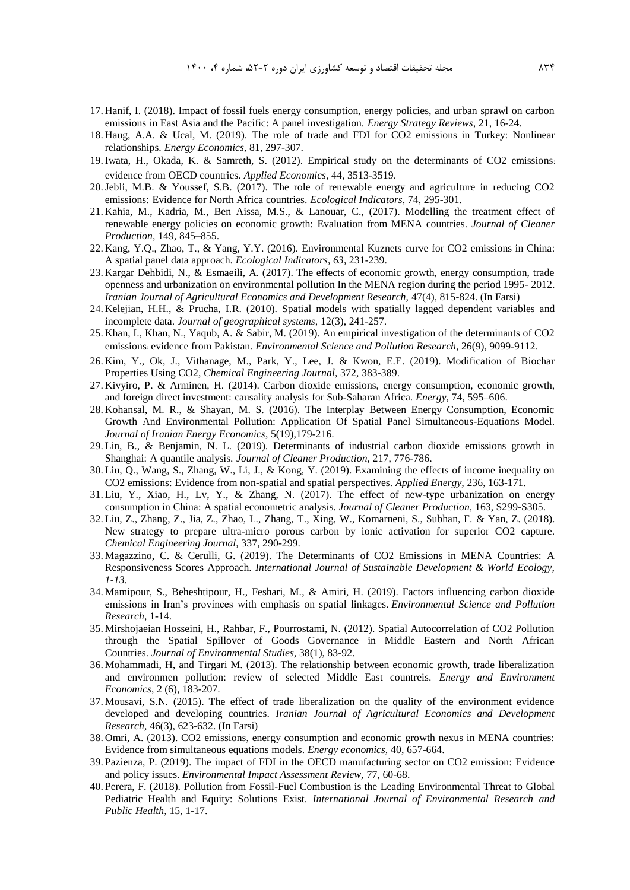17. Hanif, I. (2018). Impact of fossil fuels energy consumption, energy policies, and urban sprawl on carbon emissions in East Asia and the Pacific: A panel investigation. *Energy Strategy Reviews*, 21, 16-24.
18. Haug, A.A. & Ucal, M. (2019). The role of trade and FDI for CO2 emissions in Turkey: Nonlinear relationships. *Energy Economics,* 81, 297-307.
19. Iwata, H., Okada, K. & Samreth, S. (2012). Empirical study on the determinants of CO2 emissions: evidence from OECD countries. *Applied Economics,* 44, 3513-3519.
20. Jebli, M.B. & Youssef, S.B. (2017). The role of renewable energy and agriculture in reducing CO2 emissions: Evidence for North Africa countries. *Ecological Indicators,* 74, 295-301.
21. Kahia, M., Kadria, M., Ben Aissa, M.S., & Lanouar, C., (2017). Modelling the treatment effect of renewable energy policies on economic growth: Evaluation from MENA countries. *Journal of Cleaner Production,* 149, 845–855.
22. Kang, Y.Q., Zhao, T., & Yang, Y.Y. (2016). Environmental Kuznets curve for CO2 emissions in China: A spatial panel data approach. *Ecological Indicators*, *63*, 231-239.
23. Kargar Dehbidi, N., & Esmaeili, A. (2017). The effects of economic growth, energy consumption, trade openness and urbanization on environmental pollution In the MENA region during the period 1995- 2012. *Iranian Journal of Agricultural Economics and Development Research,* 47(4), 815-824. (In Farsi)
24. Kelejian, H.H., & Prucha, I.R. (2010). Spatial models with spatially lagged dependent variables and incomplete data. *Journal of geographical systems,* 12(3), 241-257.
25. Khan, I., Khan, N., Yaqub, A. & Sabir, M. (2019). An empirical investigation of the determinants of CO2 emissions: evidence from Pakistan. *Environmental Science and Pollution Research,* 26(9), 9099-9112.
26. Kim, Y., Ok, J., Vithanage, M., Park, Y., Lee, J. & Kwon, E.E. (2019). Modification of Biochar Properties Using CO2, *Chemical Engineering Journal*, 372, 383-389.
27. Kivyiro, P. & Arminen, H. (2014). Carbon dioxide emissions, energy consumption, economic growth, and foreign direct investment: causality analysis for Sub-Saharan Africa. *Energy,* 74, 595–606.
28. Kohansal, M. R., & Shayan, M. S. (2016). The Interplay Between Energy Consumption, Economic Growth And Environmental Pollution: Application Of Spatial Panel Simultaneous-Equations Model. *Journal of Iranian Energy Economics*, 5(19),179-216.
29. Lin, B., & Benjamin, N. L. (2019). Determinants of industrial carbon dioxide emissions growth in Shanghai: A quantile analysis. *Journal of Cleaner Production,* 217, 776-786.
30. Liu, Q., Wang, S., Zhang, W., Li, J., & Kong, Y. (2019). Examining the effects of income inequality on CO2 emissions: Evidence from non-spatial and spatial perspectives. *Applied Energy,* 236, 163-171.
31. Liu, Y., Xiao, H., Lv, Y., & Zhang, N. (2017). The effect of new-type urbanization on energy consumption in China: A spatial econometric analysis. *Journal of Cleaner Production,* 163, S299-S305.
32. Liu, Z., Zhang, Z., Jia, Z., Zhao, L., Zhang, T., Xing, W., Komarneni, S., Subhan, F. & Yan, Z. (2018). New strategy to prepare ultra-micro porous carbon by ionic activation for superior CO2 capture. *Chemical Engineering Journal,* 337, 290-299.
33. Magazzino, C. & Cerulli, G. (2019). The Determinants of CO2 Emissions in MENA Countries: A Responsiveness Scores Approach. *International Journal of Sustainable Development & World Ecology, 1-13.*
34. Mamipour, S., Beheshtipour, H., Feshari, M., & Amiri, H. (2019). Factors influencing carbon dioxide emissions in Iran's provinces with emphasis on spatial linkages. *Environmental Science and Pollution Research,* 1-14.
35. Mirshojaeian Hosseini, H., Rahbar, F., Pourrostami, N. (2012). Spatial Autocorrelation of CO2 Pollution through the Spatial Spillover of Goods Governance in Middle Eastern and North African Countries. *Journal of Environmental Studies*, 38(1), 83-92.
36. Mohammadi, H, and Tirgari M. (2013). The relationship between economic growth, trade liberalization and environmen pollution: review of selected Middle East countreis. *Energy and Environment Economics*, 2 (6), 183-207.
37. Mousavi, S.N. (2015). The effect of trade liberalization on the quality of the environment evidence developed and developing countries. *Iranian Journal of Agricultural Economics and Development Research,* 46(3), 623-632. (In Farsi)
38. Omri, A. (2013). CO2 emissions, energy consumption and economic growth nexus in MENA countries: Evidence from simultaneous equations models. *Energy economics,* 40, 657-664.
39. Pazienza, P. (2019). The impact of FDI in the OECD manufacturing sector on CO2 emission: Evidence and policy issues. *Environmental Impact Assessment Review,* 77, 60-68.
40. Perera, F. (2018). Pollution from Fossil-Fuel Combustion is the Leading Environmental Threat to Global Pediatric Health and Equity: Solutions Exist. *International Journal of Environmental Research and Public Health*, 15, 1-17.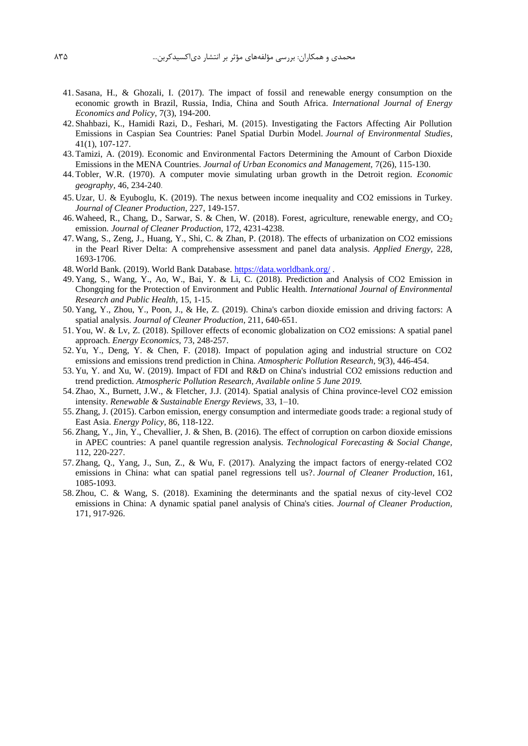41. Sasana, H., & Ghozali, I. (2017). The impact of fossil and renewable energy consumption on the economic growth in Brazil, Russia, India, China and South Africa. *International Journal of Energy Economics and Policy,* 7(3), 194-200.
42. Shahbazi, K., Hamidi Razi, D., Feshari, M. (2015). Investigating the Factors Affecting Air Pollution Emissions in Caspian Sea Countries: Panel Spatial Durbin Model. *Journal of Environmental Studies*, 41(1), 107-127.
43. Tamizi, A. (2019). Economic and Environmental Factors Determining the Amount of Carbon Dioxide Emissions in the MENA Countries. *Journal of Urban Economics and Management,* 7(26), 115-130.
44. Tobler, W.R. (1970). A computer movie simulating urban growth in the Detroit region. *Economic geography,* 46, 234-240.
45. Uzar, U. & Eyuboglu, K. (2019). The nexus between income inequality and CO2 emissions in Turkey. *Journal of Cleaner Production,* 227, 149-157.
46. Waheed, R., Chang, D., Sarwar, S. & Chen, W. (2018). Forest, agriculture, renewable energy, and $CO_2$ emission. *Journal of Cleaner Production,* 172, 4231-4238.
47. Wang, S., Zeng, J., Huang, Y., Shi, C. & Zhan, P. (2018). The effects of urbanization on CO2 emissions in the Pearl River Delta: A comprehensive assessment and panel data analysis. *Applied Energy,* 228, 1693-1706.
48. World Bank. (2019). World Bank Database. https://data.worldbank.org/ .
49. Yang, S., Wang, Y., Ao, W., Bai, Y. & Li, C. (2018). Prediction and Analysis of CO2 Emission in Chongqing for the Protection of Environment and Public Health. *International Journal of Environmental Research and Public Health,* 15, 1-15.
50. Yang, Y., Zhou, Y., Poon, J., & He, Z. (2019). China's carbon dioxide emission and driving factors: A spatial analysis. *Journal of Cleaner Production,* 211, 640-651.
51. You, W. & Lv, Z. (2018). Spillover effects of economic globalization on CO2 emissions: A spatial panel approach. *Energy Economics,* 73, 248-257.
52. Yu, Y., Deng, Y. & Chen, F. (2018). Impact of population aging and industrial structure on CO2 emissions and emissions trend prediction in China. *Atmospheric Pollution Research,* 9(3), 446-454.
53. Yu, Y. and Xu, W. (2019). Impact of FDI and R&D on China's industrial CO2 emissions reduction and trend prediction. *Atmospheric Pollution Research, Available online 5 June 2019.*
54. Zhao, X., Burnett, J.W., & Fletcher, J.J. (2014). Spatial analysis of China province-level CO2 emission intensity. *Renewable & Sustainable Energy Reviews,* 33, 1–10.
55. Zhang, J. (2015). Carbon emission, energy consumption and intermediate goods trade: a regional study of East Asia. *Energy Policy,* 86, 118-122.
56. Zhang, Y., Jin, Y., Chevallier, J. & Shen, B. (2016). The effect of corruption on carbon dioxide emissions in APEC countries: A panel quantile regression analysis. *Technological Forecasting & Social Change,* 112, 220-227.
57. Zhang, Q., Yang, J., Sun, Z., & Wu, F. (2017). Analyzing the impact factors of energy-related CO2 emissions in China: what can spatial panel regressions tell us?. *Journal of Cleaner Production,* 161, 1085-1093.
58. Zhou, C. & Wang, S. (2018). Examining the determinants and the spatial nexus of city-level CO2 emissions in China: A dynamic spatial panel analysis of China's cities. *Journal of Cleaner Production,* 171, 917-926.